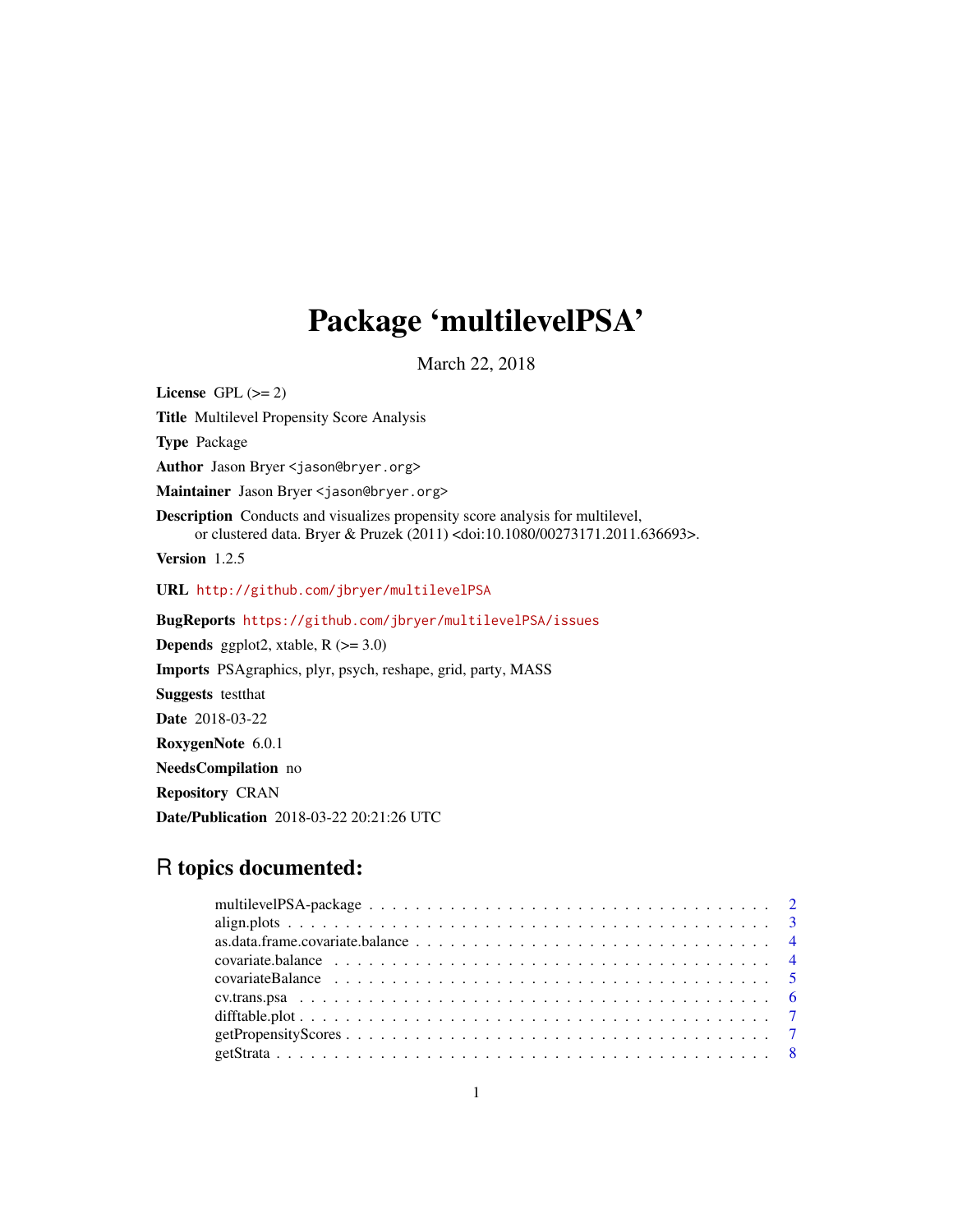# Package 'multilevelPSA'

March 22, 2018

**License** GPL (>= 2)

**Title** Multilevel Propensity Score Analysis

**Type** Package

**Author** Jason Bryer <jason@bryer.org>

**Maintainer** Jason Bryer <jason@bryer.org>

**Description** Conducts and visualizes propensity score analysis for multilevel, or clustered data. Bryer & Pruzek (2011) <doi:10.1080/00273171.2011.636693>.

**Version** 1.2.5

**URL** http://github.com/jbryer/multilevelPSA

**BugReports** https://github.com/jbryer/multilevelPSA/issues

**Depends** ggplot2, xtable, R (>= 3.0)

**Imports** PSAgraphics, plyr, psych, reshape, grid, party, MASS

**Suggests** testthat

**Date** 2018-03-22

**RoxygenNote** 6.0.1

**NeedsCompilation** no

**Repository** CRAN

**Date/Publication** 2018-03-22 20:21:26 UTC

## R topics documented:

- multilevelPSA-package . . . . . . . . . . . . . . . . . . . . . . . . . . . . . . . . . . 2
- align.plots . . . . . . . . . . . . . . . . . . . . . . . . . . . . . . . . . . . . . . . . . 3
- as.data.frame.covariate.balance . . . . . . . . . . . . . . . . . . . . . . . . . . . . . . 4
- covariate.balance . . . . . . . . . . . . . . . . . . . . . . . . . . . . . . . . . . . . . 4
- covariateBalance . . . . . . . . . . . . . . . . . . . . . . . . . . . . . . . . . . . . . . 5
- cv.trans.psa . . . . . . . . . . . . . . . . . . . . . . . . . . . . . . . . . . . . . . . . 6
- difftable.plot . . . . . . . . . . . . . . . . . . . . . . . . . . . . . . . . . . . . . . . 7
- getPropensityScores . . . . . . . . . . . . . . . . . . . . . . . . . . . . . . . . . . . . 7
- getStrata . . . . . . . . . . . . . . . . . . . . . . . . . . . . . . . . . . . . . . . . . 8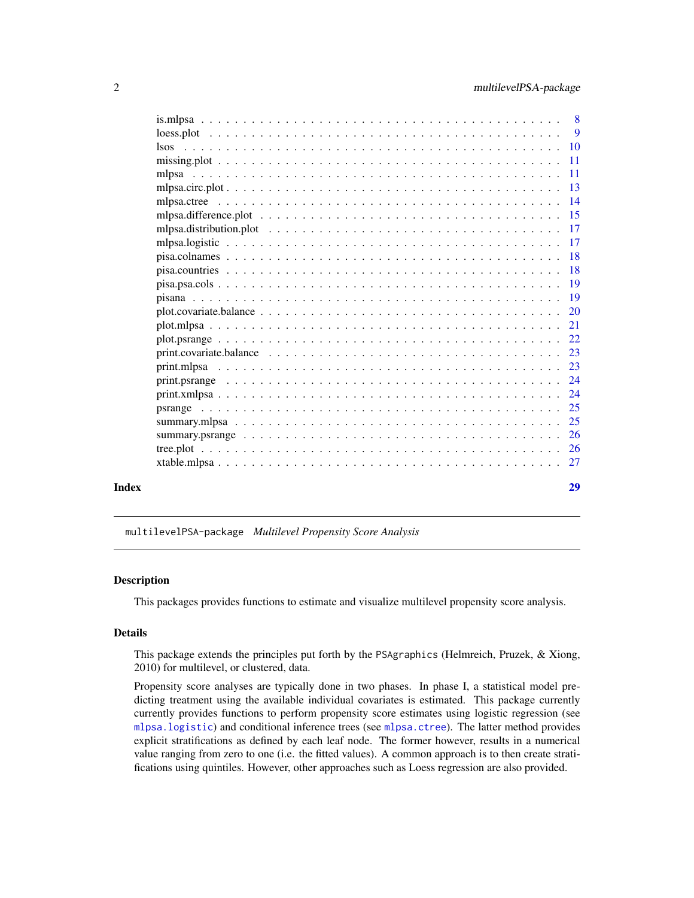| | |
|---|---|
| is.mlpsa | 8 |
| loess.plot | 9 |
| lsos | 10 |
| missing.plot | 11 |
| mlpsa | 11 |
| mlpsa.circ.plot | 13 |
| mlpsa.ctree | 14 |
| mlpsa.difference.plot | 15 |
| mlpsa.distribution.plot | 17 |
| mlpsa.logistic | 17 |
| pisa.colnames | 18 |
| pisa.countries | 18 |
| pisa.psa.cols | 19 |
| pisana | 19 |
| plot.covariate.balance | 20 |
| plot.mlpsa | 21 |
| plot.psrange | 22 |
| print.covariate.balance | 23 |
| print.mlpsa | 23 |
| print.psrange | 24 |
| print.xmlpsa | 24 |
| psrange | 25 |
| summary.mlpsa | 25 |
| summary.psrange | 26 |
| tree.plot | 26 |
| xtable.mlpsa | 27 |

**Index** 29

---

`multilevelPSA-package` *Multilevel Propensity Score Analysis*

---

## Description

This packages provides functions to estimate and visualize multilevel propensity score analysis.

## Details

This package extends the principles put forth by the `PSAgraphics` (Helmreich, Pruzek, & Xiong, 2010) for multilevel, or clustered, data.

Propensity score analyses are typically done in two phases. In phase I, a statistical model predicting treatment using the available individual covariates is estimated. This package currently currently provides functions to perform propensity score estimates using logistic regression (see `mlpsa.logistic`) and conditional inference trees (see `mlpsa.ctree`). The latter method provides explicit stratifications as defined by each leaf node. The former however, results in a numerical value ranging from zero to one (i.e. the fitted values). A common approach is to then create stratifications using quintiles. However, other approaches such as Loess regression are also provided.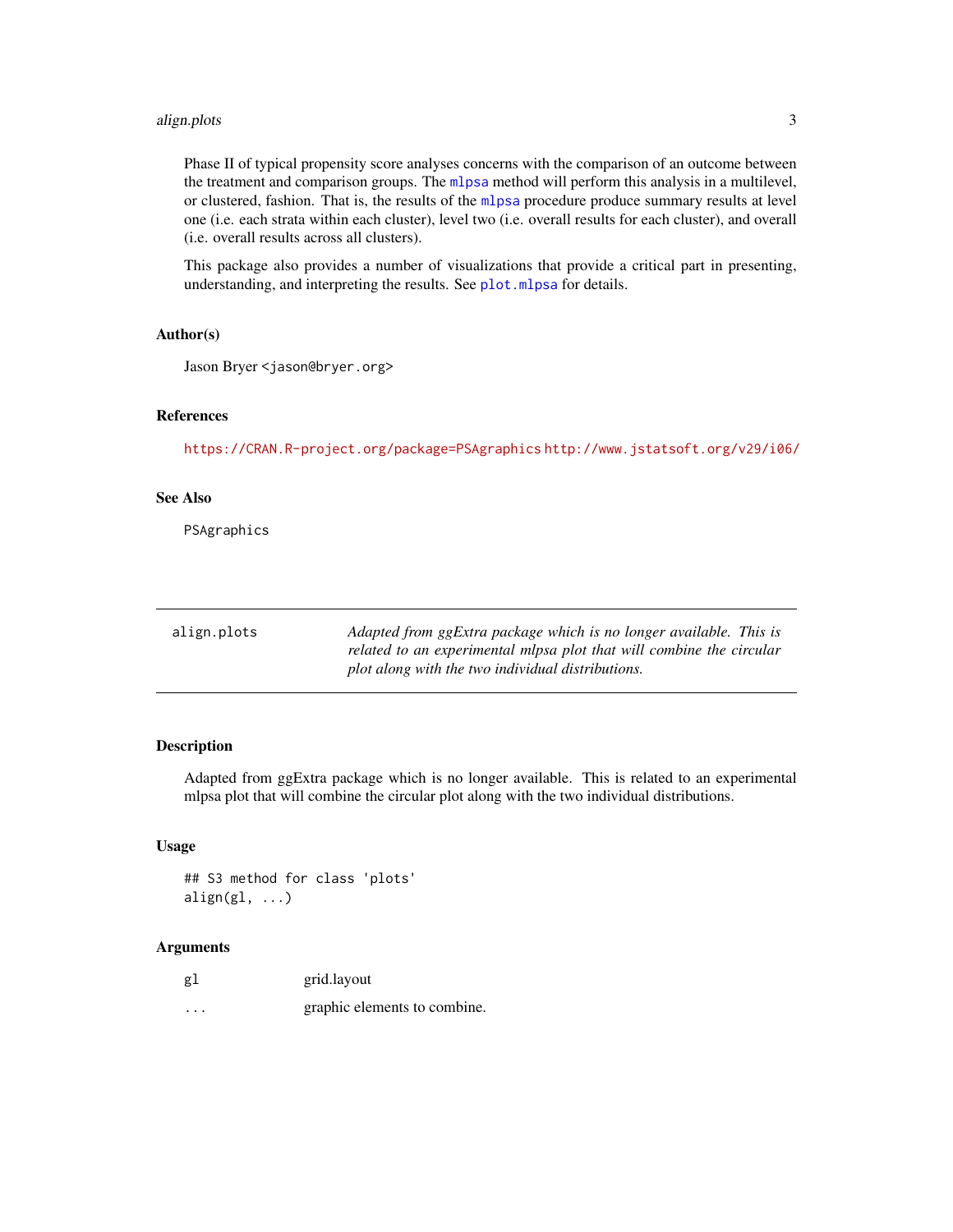Phase II of typical propensity score analyses concerns with the comparison of an outcome between the treatment and comparison groups. The mlpsa method will perform this analysis in a multilevel, or clustered, fashion. That is, the results of the mlpsa procedure produce summary results at level one (i.e. each strata within each cluster), level two (i.e. overall results for each cluster), and overall (i.e. overall results across all clusters).

This package also provides a number of visualizations that provide a critical part in presenting, understanding, and interpreting the results. See plot.mlpsa for details.

### Author(s)

Jason Bryer <jason@bryer.org>

### References

https://CRAN.R-project.org/package=PSAgraphics http://www.jstatsoft.org/v29/i06/

### See Also

PSAgraphics

---

## align.plots

*Adapted from ggExtra package which is no longer available. This is related to an experimental mlpsa plot that will combine the circular plot along with the two individual distributions.*

---

### Description

Adapted from ggExtra package which is no longer available. This is related to an experimental mlpsa plot that will combine the circular plot along with the two individual distributions.

### Usage

```
## S3 method for class 'plots'
align(gl, ...)
```

### Arguments

| | |
|---|---|
| gl | grid.layout |
| ... | graphic elements to combine. |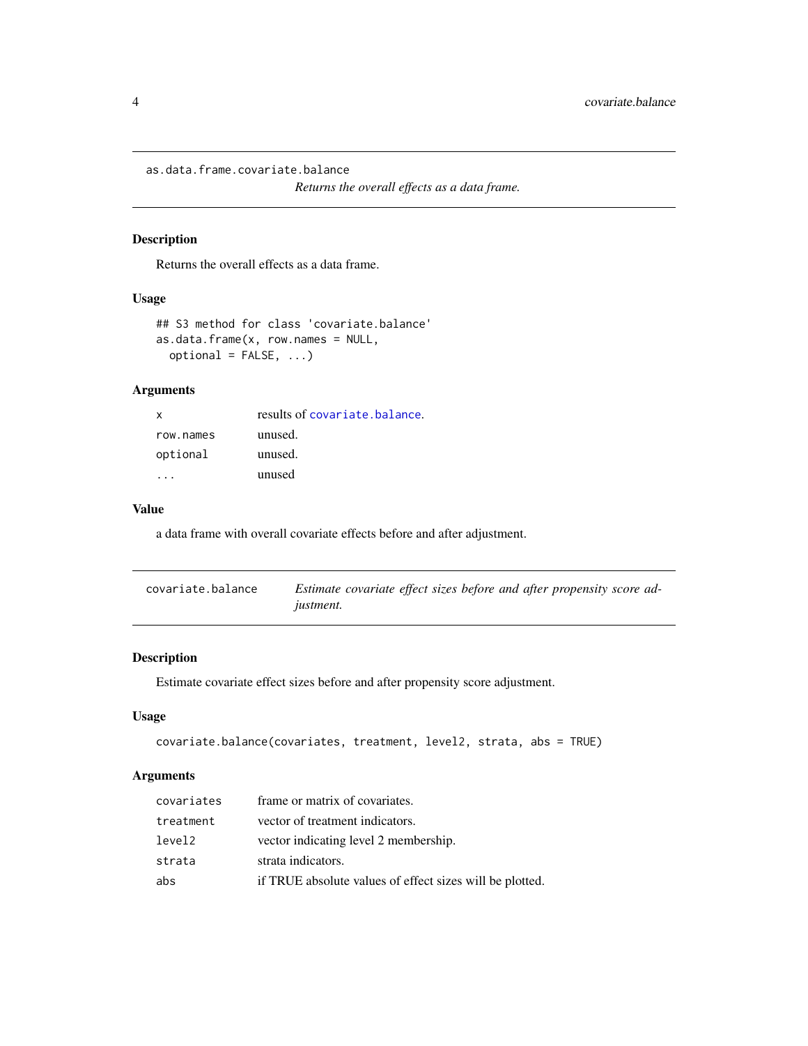## as.data.frame.covariate.balance

*Returns the overall effects as a data frame.*

### Description

Returns the overall effects as a data frame.

### Usage

```
## S3 method for class 'covariate.balance'
as.data.frame(x, row.names = NULL,
  optional = FALSE, ...)
```

### Arguments

| | |
|---|---|
| `x` | results of `covariate.balance`. |
| `row.names` | unused. |
| `optional` | unused. |
| `...` | unused |

### Value

a data frame with overall covariate effects before and after adjustment.

## covariate.balance

*Estimate covariate effect sizes before and after propensity score adjustment.*

### Description

Estimate covariate effect sizes before and after propensity score adjustment.

### Usage

```
covariate.balance(covariates, treatment, level2, strata, abs = TRUE)
```

### Arguments

| | |
|---|---|
| `covariates` | frame or matrix of covariates. |
| `treatment` | vector of treatment indicators. |
| `level2` | vector indicating level 2 membership. |
| `strata` | strata indicators. |
| `abs` | if TRUE absolute values of effect sizes will be plotted. |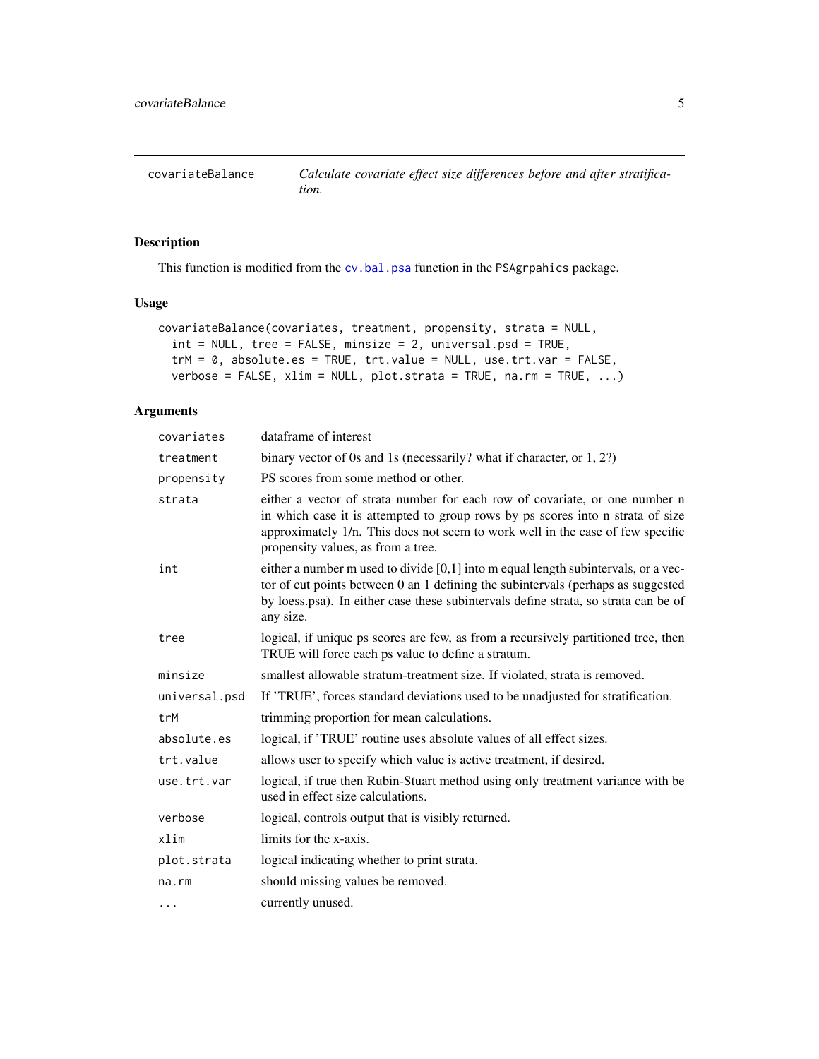# covariateBalance

*Calculate covariate effect size differences before and after stratification.*

## Description

This function is modified from the cv.bal.psa function in the PSAgrpahics package.

## Usage

```
covariateBalance(covariates, treatment, propensity, strata = NULL,
  int = NULL, tree = FALSE, minsize = 2, universal.psd = TRUE,
  trM = 0, absolute.es = TRUE, trt.value = NULL, use.trt.var = FALSE,
  verbose = FALSE, xlim = NULL, plot.strata = TRUE, na.rm = TRUE, ...)
```

## Arguments

| Argument | Description |
|---|---|
| covariates | dataframe of interest |
| treatment | binary vector of 0s and 1s (necessarily? what if character, or 1, 2?) |
| propensity | PS scores from some method or other. |
| strata | either a vector of strata number for each row of covariate, or one number n in which case it is attempted to group rows by ps scores into n strata of size approximately 1/n. This does not seem to work well in the case of few specific propensity values, as from a tree. |
| int | either a number m used to divide [0,1] into m equal length subintervals, or a vector of cut points between 0 an 1 defining the subintervals (perhaps as suggested by loess.psa). In either case these subintervals define strata, so strata can be of any size. |
| tree | logical, if unique ps scores are few, as from a recursively partitioned tree, then TRUE will force each ps value to define a stratum. |
| minsize | smallest allowable stratum-treatment size. If violated, strata is removed. |
| universal.psd | If 'TRUE', forces standard deviations used to be unadjusted for stratification. |
| trM | trimming proportion for mean calculations. |
| absolute.es | logical, if 'TRUE' routine uses absolute values of all effect sizes. |
| trt.value | allows user to specify which value is active treatment, if desired. |
| use.trt.var | logical, if true then Rubin-Stuart method using only treatment variance with be used in effect size calculations. |
| verbose | logical, controls output that is visibly returned. |
| xlim | limits for the x-axis. |
| plot.strata | logical indicating whether to print strata. |
| na.rm | should missing values be removed. |
| ... | currently unused. |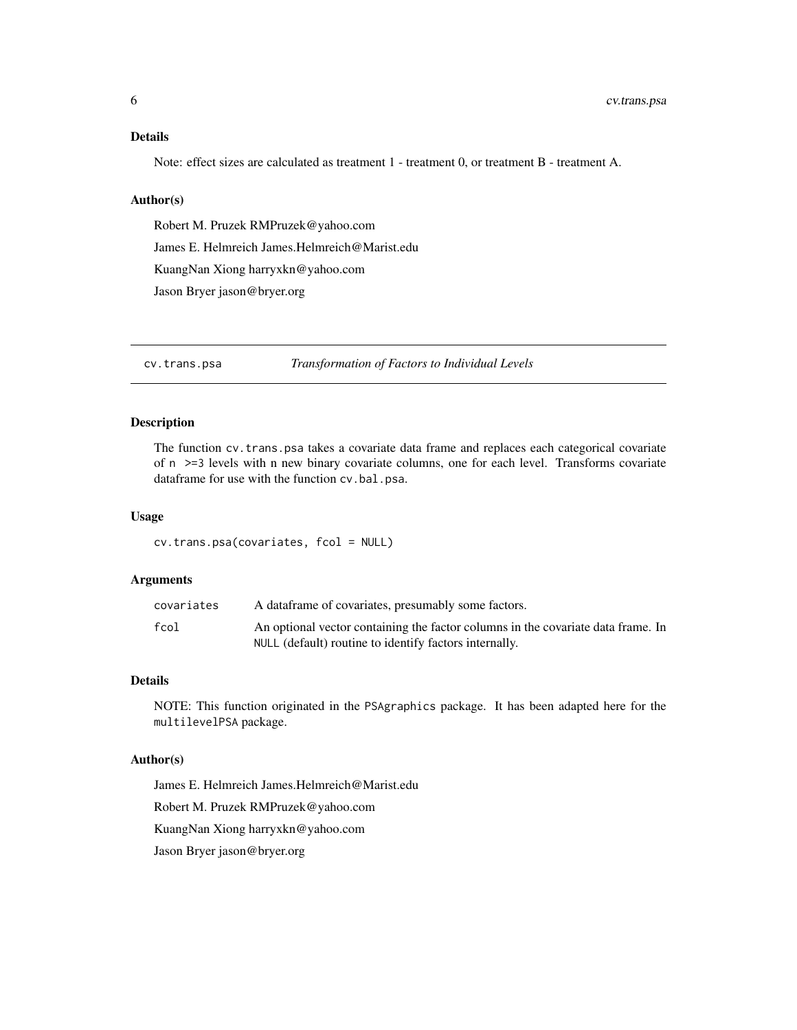### Details

Note: effect sizes are calculated as treatment 1 - treatment 0, or treatment B - treatment A.

### Author(s)

Robert M. Pruzek RMPruzek@yahoo.com

James E. Helmreich James.Helmreich@Marist.edu

KuangNan Xiong harryxkn@yahoo.com

Jason Bryer jason@bryer.org

---

## cv.trans.psa — *Transformation of Factors to Individual Levels*

---

### Description

The function `cv.trans.psa` takes a covariate data frame and replaces each categorical covariate of `n >=3` levels with n new binary covariate columns, one for each level. Transforms covariate dataframe for use with the function `cv.bal.psa`.

### Usage

```
cv.trans.psa(covariates, fcol = NULL)
```

### Arguments

| | |
|---|---|
| `covariates` | A dataframe of covariates, presumably some factors. |
| `fcol` | An optional vector containing the factor columns in the covariate data frame. In `NULL` (default) routine to identify factors internally. |

### Details

NOTE: This function originated in the `PSAgraphics` package. It has been adapted here for the `multilevelPSA` package.

### Author(s)

James E. Helmreich James.Helmreich@Marist.edu

Robert M. Pruzek RMPruzek@yahoo.com

KuangNan Xiong harryxkn@yahoo.com

Jason Bryer jason@bryer.org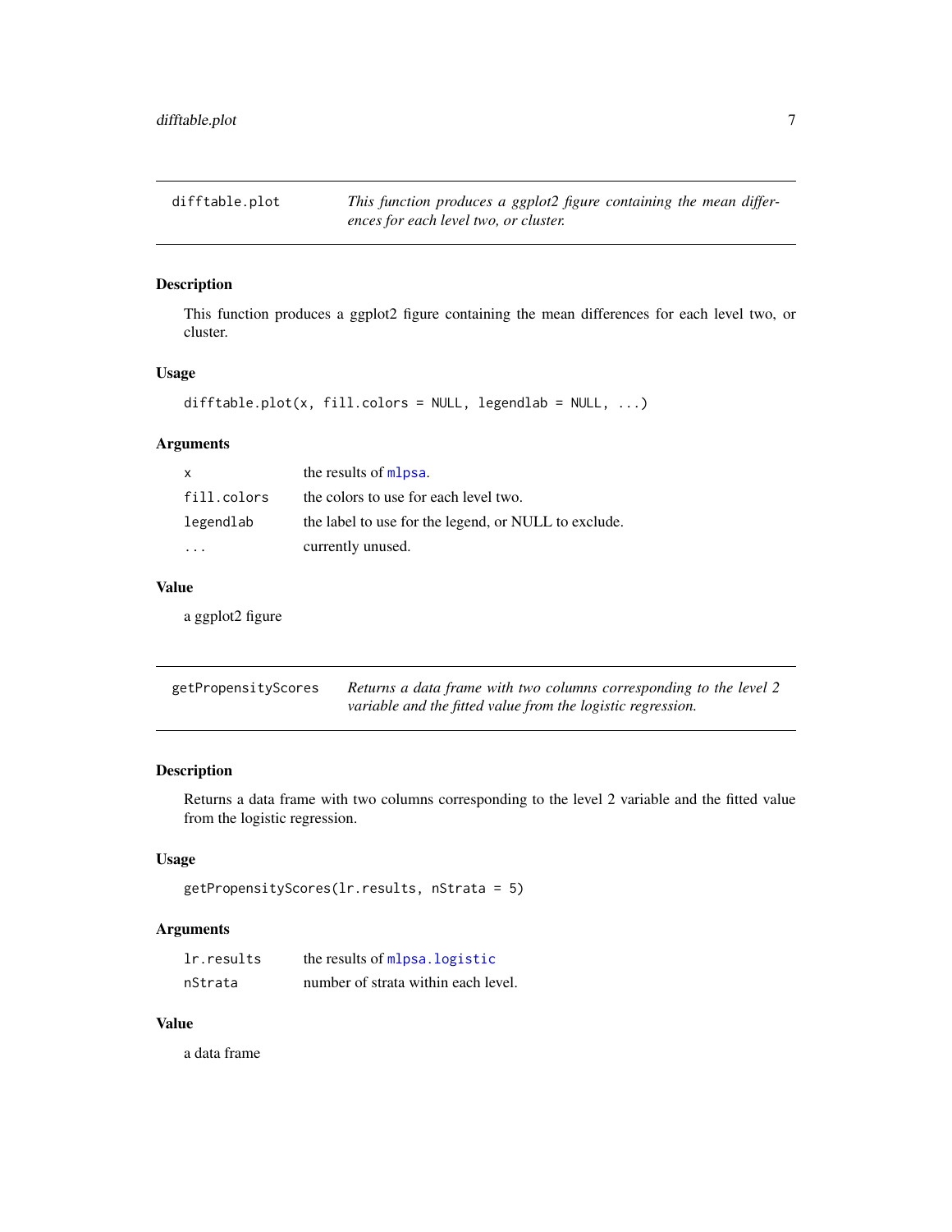## difftable.plot

*This function produces a ggplot2 figure containing the mean differences for each level two, or cluster.*

### Description

This function produces a ggplot2 figure containing the mean differences for each level two, or cluster.

### Usage

```
difftable.plot(x, fill.colors = NULL, legendlab = NULL, ...)
```

### Arguments

| | |
|---|---|
| `x` | the results of `mlpsa`. |
| `fill.colors` | the colors to use for each level two. |
| `legendlab` | the label to use for the legend, or NULL to exclude. |
| `...` | currently unused. |

### Value

a ggplot2 figure

## getPropensityScores

*Returns a data frame with two columns corresponding to the level 2 variable and the fitted value from the logistic regression.*

### Description

Returns a data frame with two columns corresponding to the level 2 variable and the fitted value from the logistic regression.

### Usage

```
getPropensityScores(lr.results, nStrata = 5)
```

### Arguments

| | |
|---|---|
| `lr.results` | the results of `mlpsa.logistic` |
| `nStrata` | number of strata within each level. |

### Value

a data frame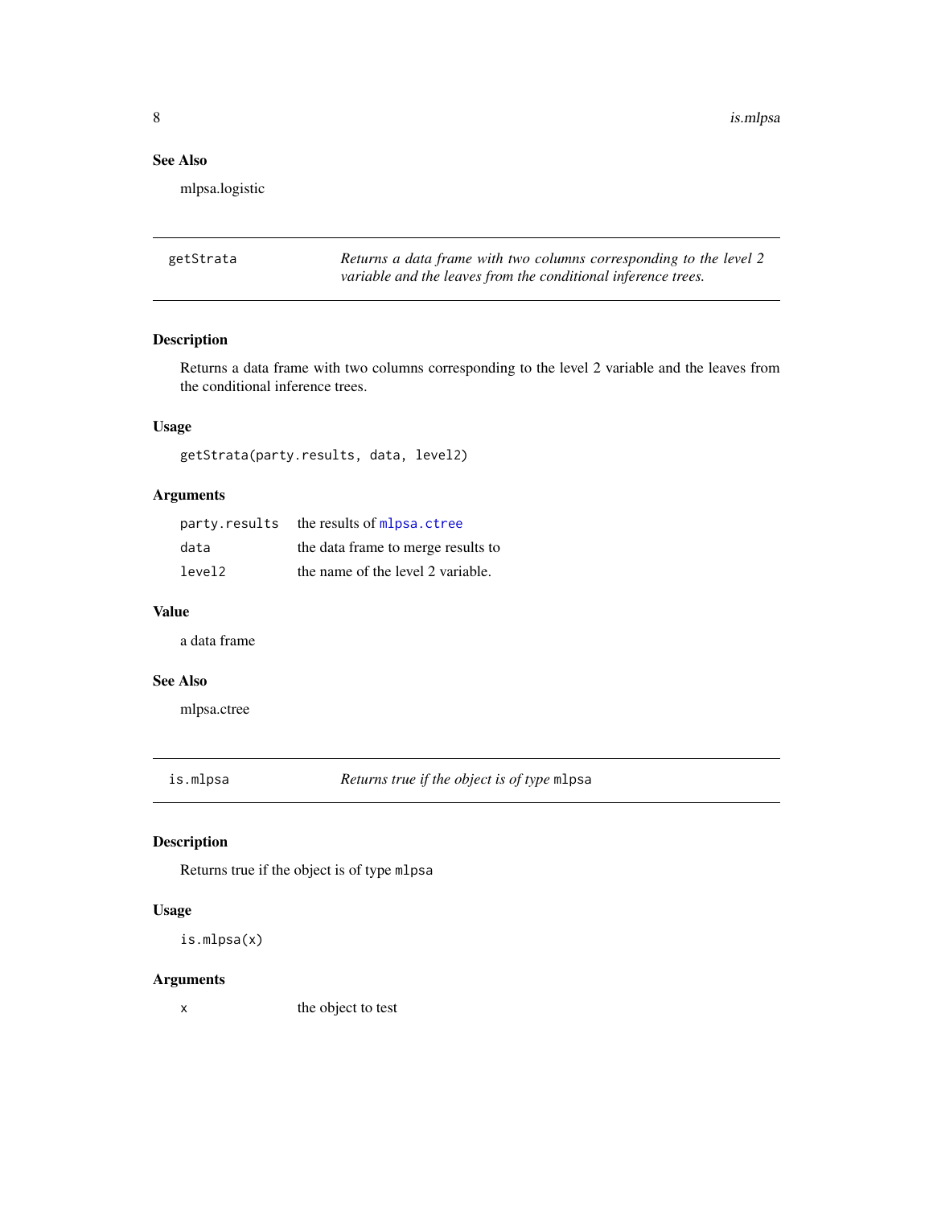## See Also

mlpsa.logistic

---

`getStrata` *Returns a data frame with two columns corresponding to the level 2 variable and the leaves from the conditional inference trees.*

---

### Description

Returns a data frame with two columns corresponding to the level 2 variable and the leaves from the conditional inference trees.

### Usage

```
getStrata(party.results, data, level2)
```

### Arguments

| | |
|---|---|
| `party.results` | the results of `mlpsa.ctree` |
| `data` | the data frame to merge results to |
| `level2` | the name of the level 2 variable. |

### Value

a data frame

### See Also

mlpsa.ctree

---

`is.mlpsa` *Returns true if the object is of type* `mlpsa`

---

### Description

Returns true if the object is of type `mlpsa`

### Usage

```
is.mlpsa(x)
```

### Arguments

| | |
|---|---|
| `x` | the object to test |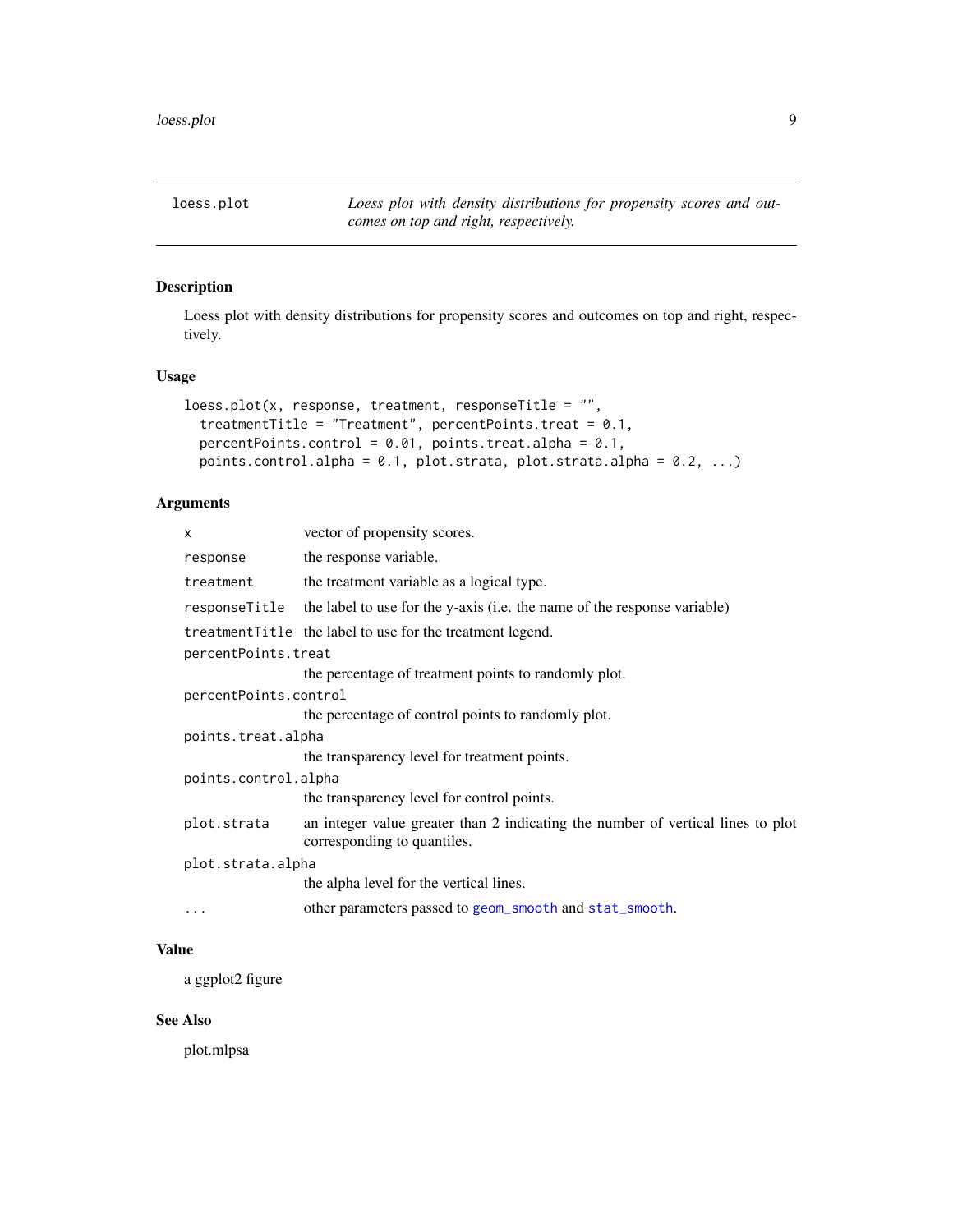loess.plot — *Loess plot with density distributions for propensity scores and outcomes on top and right, respectively.*

## Description

Loess plot with density distributions for propensity scores and outcomes on top and right, respectively.

## Usage

```
loess.plot(x, response, treatment, responseTitle = "",
  treatmentTitle = "Treatment", percentPoints.treat = 0.1,
  percentPoints.control = 0.01, points.treat.alpha = 0.1,
  points.control.alpha = 0.1, plot.strata, plot.strata.alpha = 0.2, ...)
```

## Arguments

| Argument | Description |
|---|---|
| `x` | vector of propensity scores. |
| `response` | the response variable. |
| `treatment` | the treatment variable as a logical type. |
| `responseTitle` | the label to use for the y-axis (i.e. the name of the response variable) |
| `treatmentTitle` | the label to use for the treatment legend. |
| `percentPoints.treat` | the percentage of treatment points to randomly plot. |
| `percentPoints.control` | the percentage of control points to randomly plot. |
| `points.treat.alpha` | the transparency level for treatment points. |
| `points.control.alpha` | the transparency level for control points. |
| `plot.strata` | an integer value greater than 2 indicating the number of vertical lines to plot corresponding to quantiles. |
| `plot.strata.alpha` | the alpha level for the vertical lines. |
| `...` | other parameters passed to `geom_smooth` and `stat_smooth`. |

## Value

a ggplot2 figure

## See Also

plot.mlpsa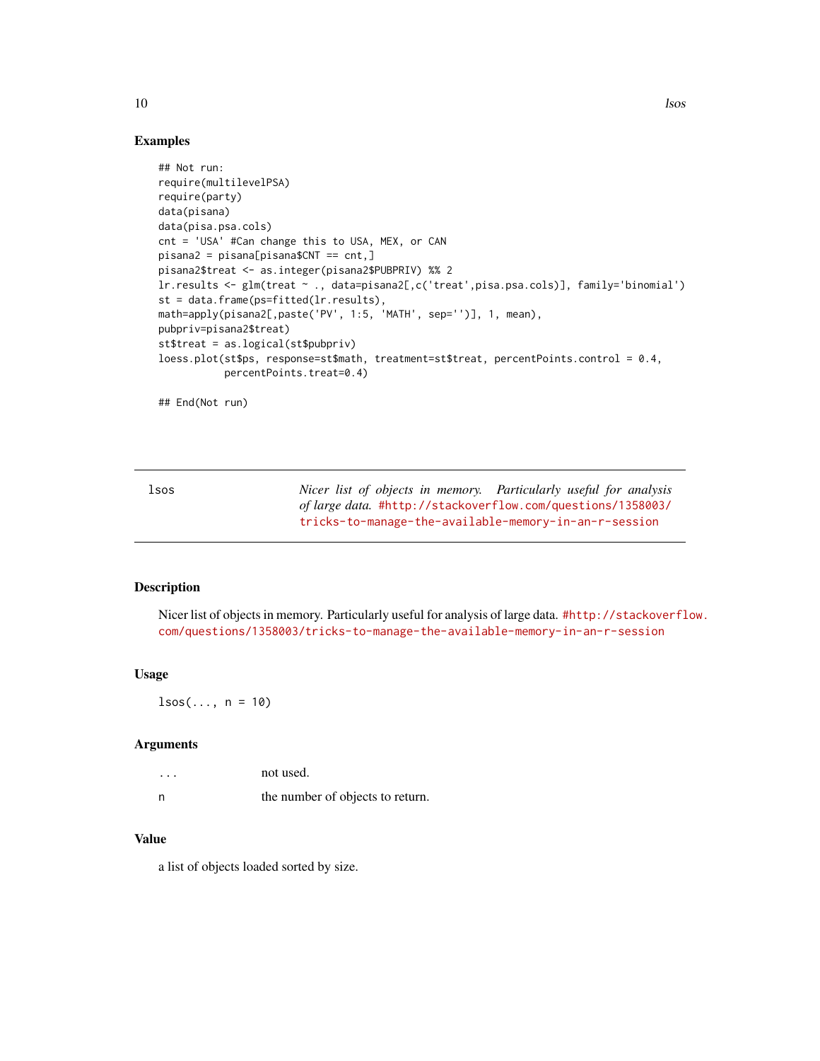### Examples

```
## Not run:
require(multilevelPSA)
require(party)
data(pisana)
data(pisa.psa.cols)
cnt = 'USA' #Can change this to USA, MEX, or CAN
pisana2 = pisana[pisana$CNT == cnt,]
pisana2$treat <- as.integer(pisana2$PUBPRIV) %% 2
lr.results <- glm(treat ~ ., data=pisana2[,c('treat',pisa.psa.cols)], family='binomial')
st = data.frame(ps=fitted(lr.results),
math=apply(pisana2[,paste('PV', 1:5, 'MATH', sep='')], 1, mean),
pubpriv=pisana2$treat)
st$treat = as.logical(st$pubpriv)
loess.plot(st$ps, response=st$math, treatment=st$treat, percentPoints.control = 0.4,
          percentPoints.treat=0.4)

## End(Not run)
```

---

## lsos

*Nicer list of objects in memory. Particularly useful for analysis of large data.* #http://stackoverflow.com/questions/1358003/tricks-to-manage-the-available-memory-in-an-r-session

---

### Description

Nicer list of objects in memory. Particularly useful for analysis of large data. #http://stackoverflow.com/questions/1358003/tricks-to-manage-the-available-memory-in-an-r-session

### Usage

```
lsos(..., n = 10)
```

### Arguments

| | |
|---|---|
| ... | not used. |
| n | the number of objects to return. |

### Value

a list of objects loaded sorted by size.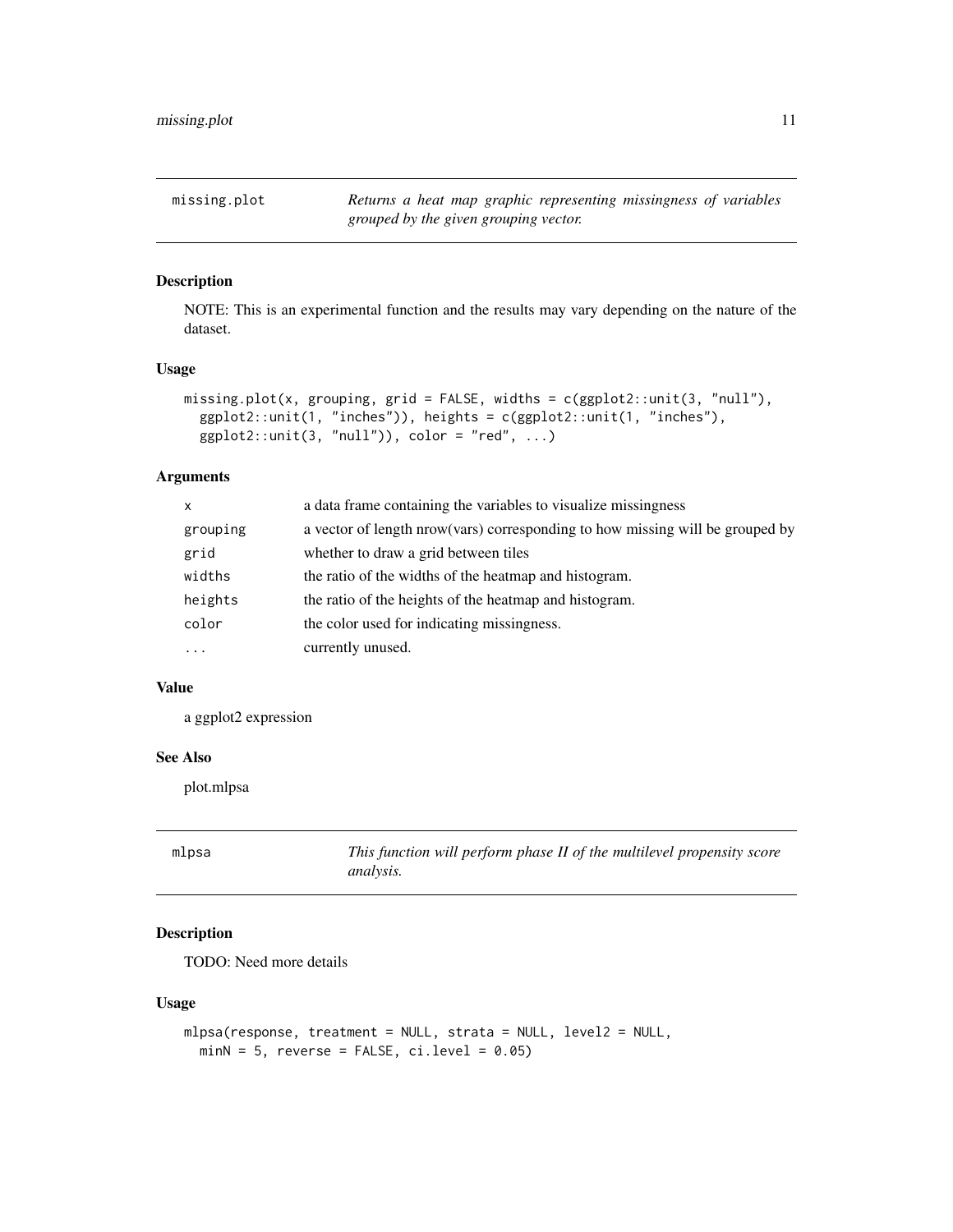## missing.plot — *Returns a heat map graphic representing missingness of variables grouped by the given grouping vector.*

### Description

NOTE: This is an experimental function and the results may vary depending on the nature of the dataset.

### Usage

```
missing.plot(x, grouping, grid = FALSE, widths = c(ggplot2::unit(3, "null"),
  ggplot2::unit(1, "inches")), heights = c(ggplot2::unit(1, "inches"),
  ggplot2::unit(3, "null")), color = "red", ...)
```

### Arguments

| | |
|---|---|
| x | a data frame containing the variables to visualize missingness |
| grouping | a vector of length nrow(vars) corresponding to how missing will be grouped by |
| grid | whether to draw a grid between tiles |
| widths | the ratio of the widths of the heatmap and histogram. |
| heights | the ratio of the heights of the heatmap and histogram. |
| color | the color used for indicating missingness. |
| ... | currently unused. |

### Value

a ggplot2 expression

### See Also

plot.mlpsa

## mlpsa — *This function will perform phase II of the multilevel propensity score analysis.*

### Description

TODO: Need more details

### Usage

```
mlpsa(response, treatment = NULL, strata = NULL, level2 = NULL,
  minN = 5, reverse = FALSE, ci.level = 0.05)
```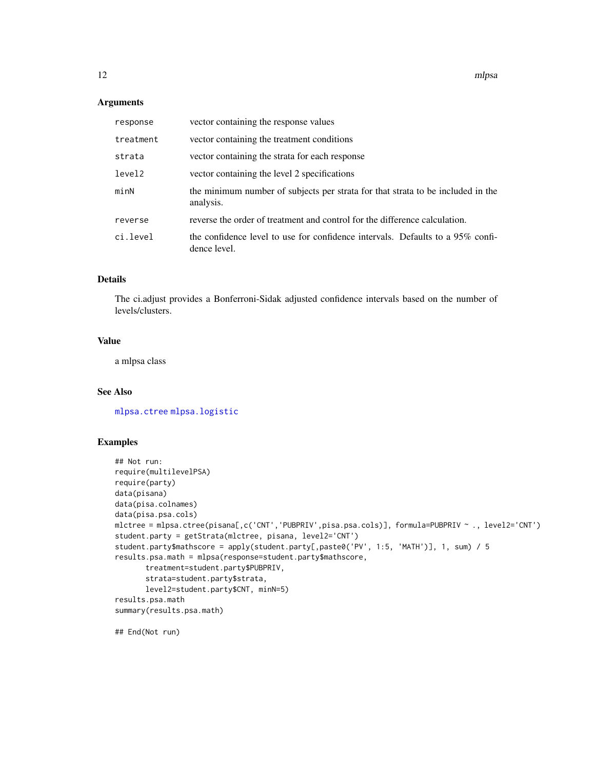## Arguments

| | |
|---|---|
| `response` | vector containing the response values |
| `treatment` | vector containing the treatment conditions |
| `strata` | vector containing the strata for each response |
| `level2` | vector containing the level 2 specifications |
| `minN` | the minimum number of subjects per strata for that strata to be included in the analysis. |
| `reverse` | reverse the order of treatment and control for the difference calculation. |
| `ci.level` | the confidence level to use for confidence intervals. Defaults to a 95% confidence level. |

## Details

The ci.adjust provides a Bonferroni-Sidak adjusted confidence intervals based on the number of levels/clusters.

## Value

a mlpsa class

## See Also

`mlpsa.ctree` `mlpsa.logistic`

## Examples

```
## Not run:
require(multilevelPSA)
require(party)
data(pisana)
data(pisa.colnames)
data(pisa.psa.cols)
mlctree = mlpsa.ctree(pisana[,c('CNT','PUBPRIV',pisa.psa.cols)], formula=PUBPRIV ~ ., level2='CNT')
student.party = getStrata(mlctree, pisana, level2='CNT')
student.party$mathscore = apply(student.party[,paste0('PV', 1:5, 'MATH')], 1, sum) / 5
results.psa.math = mlpsa(response=student.party$mathscore,
       treatment=student.party$PUBPRIV,
       strata=student.party$strata,
       level2=student.party$CNT, minN=5)
results.psa.math
summary(results.psa.math)

## End(Not run)
```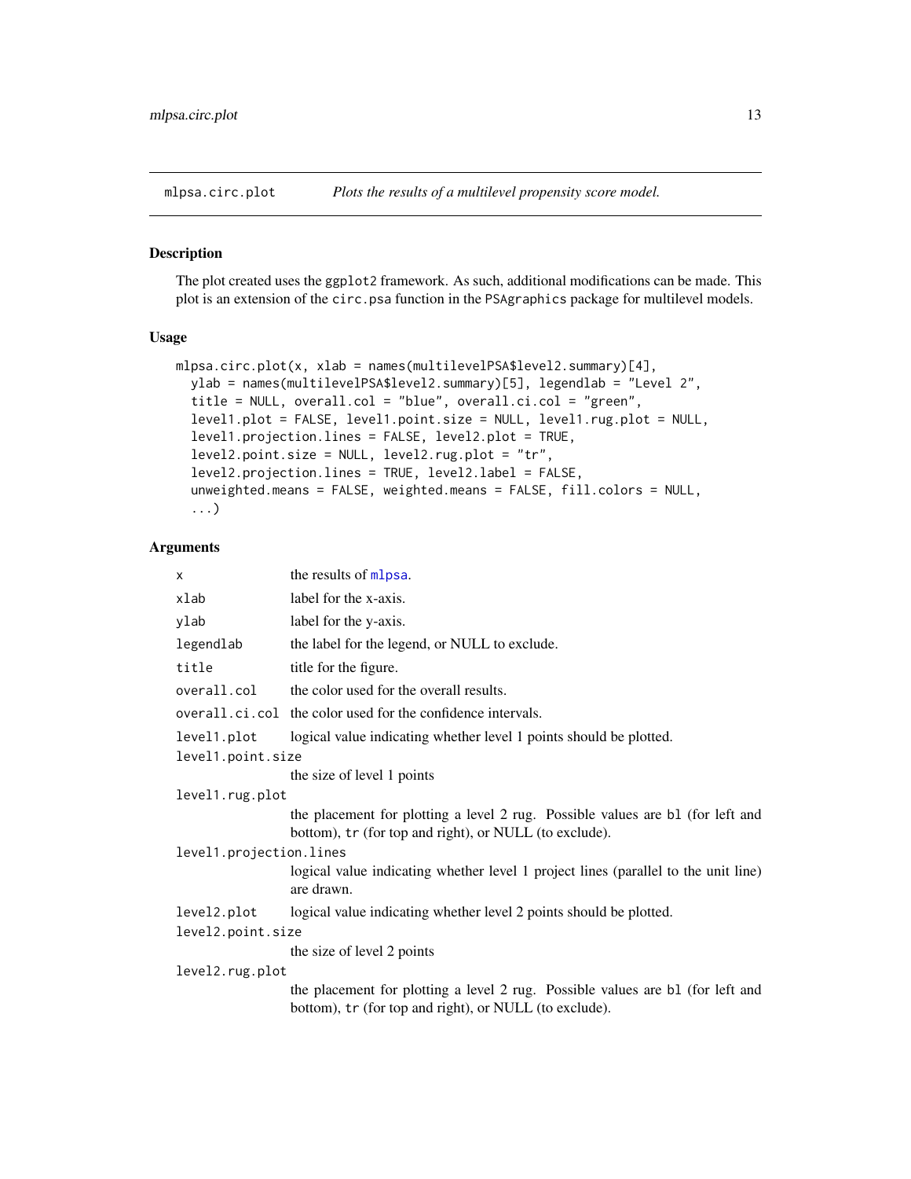## mlpsa.circ.plot — *Plots the results of a multilevel propensity score model.*

### Description

The plot created uses the ggplot2 framework. As such, additional modifications can be made. This plot is an extension of the circ.psa function in the PSAgraphics package for multilevel models.

### Usage

```
mlpsa.circ.plot(x, xlab = names(multilevelPSA$level2.summary)[4],
  ylab = names(multilevelPSA$level2.summary)[5], legendlab = "Level 2",
  title = NULL, overall.col = "blue", overall.ci.col = "green",
  level1.plot = FALSE, level1.point.size = NULL, level1.rug.plot = NULL,
  level1.projection.lines = FALSE, level2.plot = TRUE,
  level2.point.size = NULL, level2.rug.plot = "tr",
  level2.projection.lines = TRUE, level2.label = FALSE,
  unweighted.means = FALSE, weighted.means = FALSE, fill.colors = NULL,
  ...)
```

### Arguments

| Argument | Description |
|---|---|
| x | the results of mlpsa. |
| xlab | label for the x-axis. |
| ylab | label for the y-axis. |
| legendlab | the label for the legend, or NULL to exclude. |
| title | title for the figure. |
| overall.col | the color used for the overall results. |
| overall.ci.col | the color used for the confidence intervals. |
| level1.plot | logical value indicating whether level 1 points should be plotted. |
| level1.point.size | the size of level 1 points |
| level1.rug.plot | the placement for plotting a level 2 rug. Possible values are bl (for left and bottom), tr (for top and right), or NULL (to exclude). |
| level1.projection.lines | logical value indicating whether level 1 project lines (parallel to the unit line) are drawn. |
| level2.plot | logical value indicating whether level 2 points should be plotted. |
| level2.point.size | the size of level 2 points |
| level2.rug.plot | the placement for plotting a level 2 rug. Possible values are bl (for left and bottom), tr (for top and right), or NULL (to exclude). |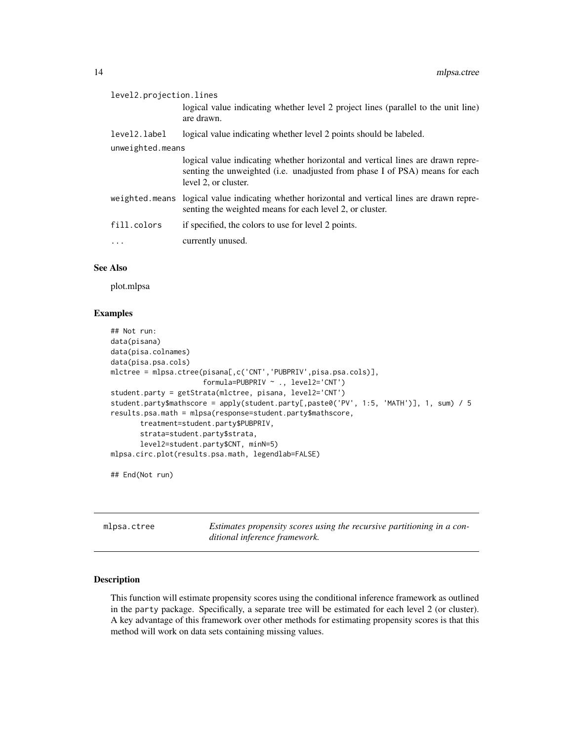`level2.projection.lines`
: logical value indicating whether level 2 project lines (parallel to the unit line) are drawn.

`level2.label`
: logical value indicating whether level 2 points should be labeled.

`unweighted.means`
: logical value indicating whether horizontal and vertical lines are drawn representing the unweighted (i.e. unadjusted from phase I of PSA) means for each level 2, or cluster.

`weighted.means`
: logical value indicating whether horizontal and vertical lines are drawn representing the weighted means for each level 2, or cluster.

`fill.colors`
: if specified, the colors to use for level 2 points.

`...`
: currently unused.

### See Also

plot.mlpsa

### Examples

```
## Not run:
data(pisana)
data(pisa.colnames)
data(pisa.psa.cols)
mlctree = mlpsa.ctree(pisana[,c('CNT','PUBPRIV',pisa.psa.cols)],
                      formula=PUBPRIV ~ ., level2='CNT')
student.party = getStrata(mlctree, pisana, level2='CNT')
student.party$mathscore = apply(student.party[,paste0('PV', 1:5, 'MATH')], 1, sum) / 5
results.psa.math = mlpsa(response=student.party$mathscore,
       treatment=student.party$PUBPRIV,
       strata=student.party$strata,
       level2=student.party$CNT, minN=5)
mlpsa.circ.plot(results.psa.math, legendlab=FALSE)

## End(Not run)
```

## mlpsa.ctree *Estimates propensity scores using the recursive partitioning in a conditional inference framework.*

### Description

This function will estimate propensity scores using the conditional inference framework as outlined in the party package. Specifically, a separate tree will be estimated for each level 2 (or cluster). A key advantage of this framework over other methods for estimating propensity scores is that this method will work on data sets containing missing values.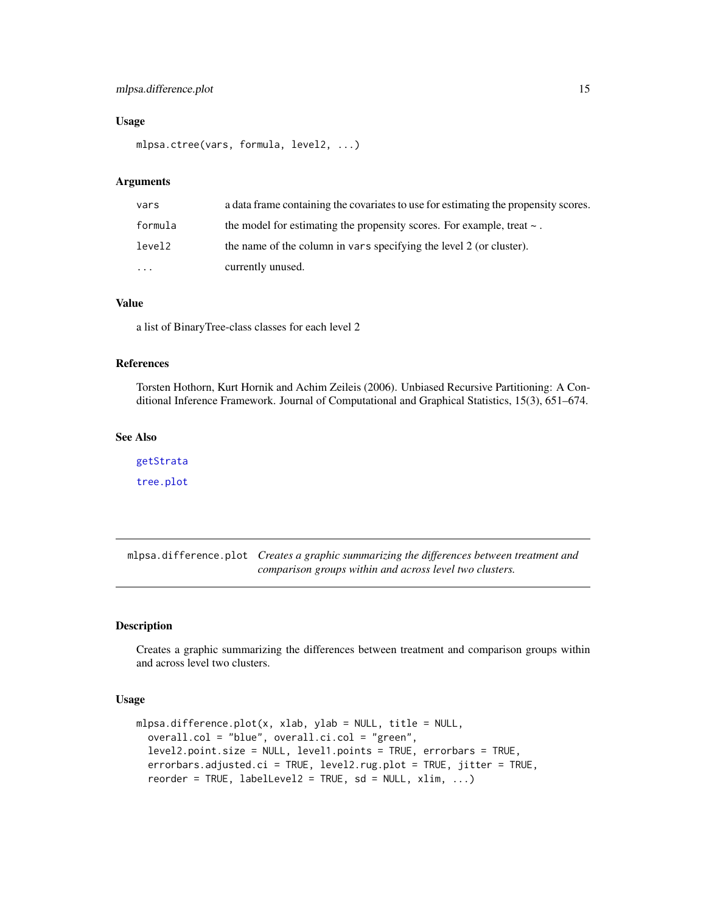### Usage

```
mlpsa.ctree(vars, formula, level2, ...)
```

### Arguments

| | |
|---|---|
| vars | a data frame containing the covariates to use for estimating the propensity scores. |
| formula | the model for estimating the propensity scores. For example, treat ~ . |
| level2 | the name of the column in vars specifying the level 2 (or cluster). |
| ... | currently unused. |

### Value

a list of BinaryTree-class classes for each level 2

### References

Torsten Hothorn, Kurt Hornik and Achim Zeileis (2006). Unbiased Recursive Partitioning: A Conditional Inference Framework. Journal of Computational and Graphical Statistics, 15(3), 651–674.

### See Also

getStrata

tree.plot

---

## mlpsa.difference.plot *Creates a graphic summarizing the differences between treatment and comparison groups within and across level two clusters.*

---

### Description

Creates a graphic summarizing the differences between treatment and comparison groups within and across level two clusters.

### Usage

```
mlpsa.difference.plot(x, xlab, ylab = NULL, title = NULL,
  overall.col = "blue", overall.ci.col = "green",
  level2.point.size = NULL, level1.points = TRUE, errorbars = TRUE,
  errorbars.adjusted.ci = TRUE, level2.rug.plot = TRUE, jitter = TRUE,
  reorder = TRUE, labelLevel2 = TRUE, sd = NULL, xlim, ...)
```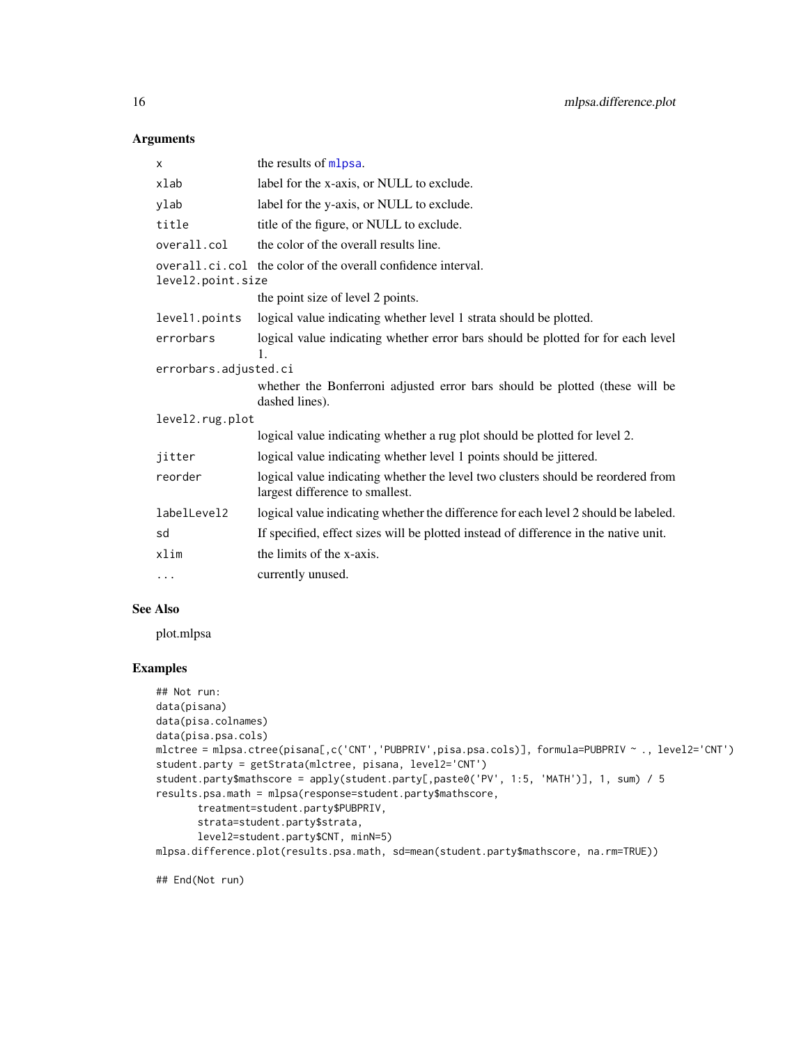## Arguments

| | |
|---|---|
| x | the results of mlpsa. |
| xlab | label for the x-axis, or NULL to exclude. |
| ylab | label for the y-axis, or NULL to exclude. |
| title | title of the figure, or NULL to exclude. |
| overall.col | the color of the overall results line. |
| overall.ci.col | the color of the overall confidence interval. |
| level2.point.size | the point size of level 2 points. |
| level1.points | logical value indicating whether level 1 strata should be plotted. |
| errorbars | logical value indicating whether error bars should be plotted for for each level 1. |
| errorbars.adjusted.ci | whether the Bonferroni adjusted error bars should be plotted (these will be dashed lines). |
| level2.rug.plot | logical value indicating whether a rug plot should be plotted for level 2. |
| jitter | logical value indicating whether level 1 points should be jittered. |
| reorder | logical value indicating whether the level two clusters should be reordered from largest difference to smallest. |
| labelLevel2 | logical value indicating whether the difference for each level 2 should be labeled. |
| sd | If specified, effect sizes will be plotted instead of difference in the native unit. |
| xlim | the limits of the x-axis. |
| ... | currently unused. |

## See Also

plot.mlpsa

## Examples

```
## Not run:
data(pisana)
data(pisa.colnames)
data(pisa.psa.cols)
mlctree = mlpsa.ctree(pisana[,c('CNT','PUBPRIV',pisa.psa.cols)], formula=PUBPRIV ~ ., level2='CNT')
student.party = getStrata(mlctree, pisana, level2='CNT')
student.party$mathscore = apply(student.party[,paste0('PV', 1:5, 'MATH')], 1, sum) / 5
results.psa.math = mlpsa(response=student.party$mathscore,
       treatment=student.party$PUBPRIV,
       strata=student.party$strata,
       level2=student.party$CNT, minN=5)
mlpsa.difference.plot(results.psa.math, sd=mean(student.party$mathscore, na.rm=TRUE))

## End(Not run)
```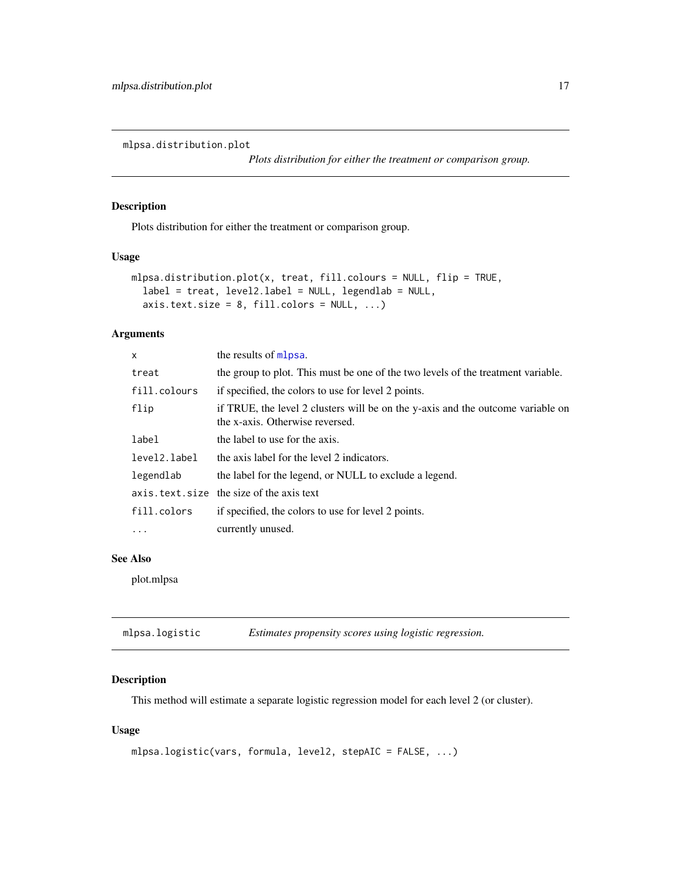## mlpsa.distribution.plot

*Plots distribution for either the treatment or comparison group.*

### Description

Plots distribution for either the treatment or comparison group.

### Usage

```
mlpsa.distribution.plot(x, treat, fill.colours = NULL, flip = TRUE,
  label = treat, level2.label = NULL, legendlab = NULL,
  axis.text.size = 8, fill.colors = NULL, ...)
```

### Arguments

| | |
|---|---|
| `x` | the results of `mlpsa`. |
| `treat` | the group to plot. This must be one of the two levels of the treatment variable. |
| `fill.colours` | if specified, the colors to use for level 2 points. |
| `flip` | if TRUE, the level 2 clusters will be on the y-axis and the outcome variable on the x-axis. Otherwise reversed. |
| `label` | the label to use for the axis. |
| `level2.label` | the axis label for the level 2 indicators. |
| `legendlab` | the label for the legend, or NULL to exclude a legend. |
| `axis.text.size` | the size of the axis text |
| `fill.colors` | if specified, the colors to use for level 2 points. |
| `...` | currently unused. |

### See Also

plot.mlpsa

## mlpsa.logistic

*Estimates propensity scores using logistic regression.*

### Description

This method will estimate a separate logistic regression model for each level 2 (or cluster).

### Usage

```
mlpsa.logistic(vars, formula, level2, stepAIC = FALSE, ...)
```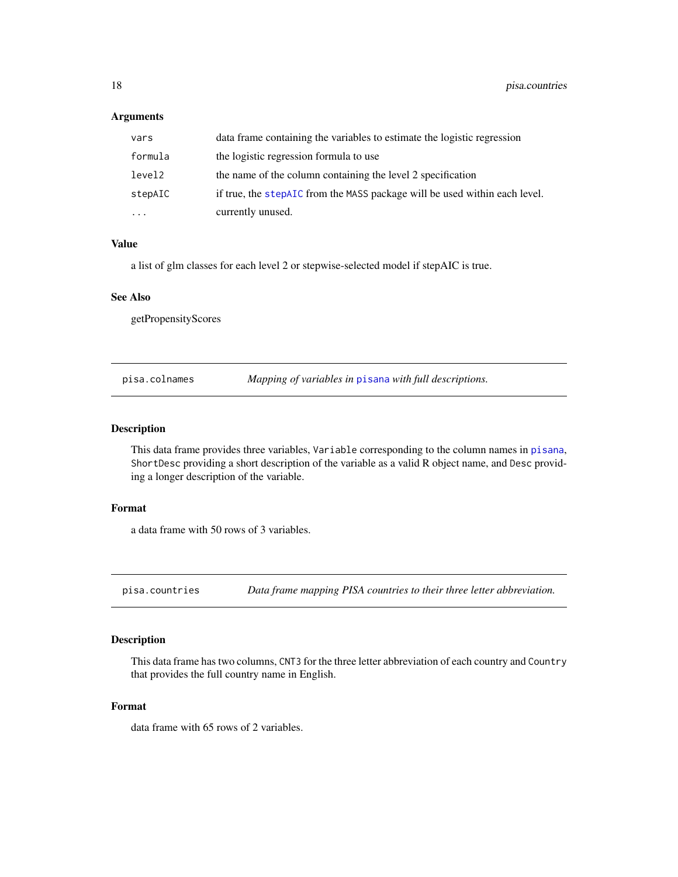### Arguments

| | |
|---|---|
| `vars` | data frame containing the variables to estimate the logistic regression |
| `formula` | the logistic regression formula to use |
| `level2` | the name of the column containing the level 2 specification |
| `stepAIC` | if true, the `stepAIC` from the `MASS` package will be used within each level. |
| `...` | currently unused. |

### Value

a list of glm classes for each level 2 or stepwise-selected model if stepAIC is true.

### See Also

getPropensityScores

---

## `pisa.colnames` *Mapping of variables in `pisana` with full descriptions.*

---

### Description

This data frame provides three variables, `Variable` corresponding to the column names in `pisana`, `ShortDesc` providing a short description of the variable as a valid R object name, and `Desc` providing a longer description of the variable.

### Format

a data frame with 50 rows of 3 variables.

---

## `pisa.countries` *Data frame mapping PISA countries to their three letter abbreviation.*

---

### Description

This data frame has two columns, `CNT3` for the three letter abbreviation of each country and `Country` that provides the full country name in English.

### Format

data frame with 65 rows of 2 variables.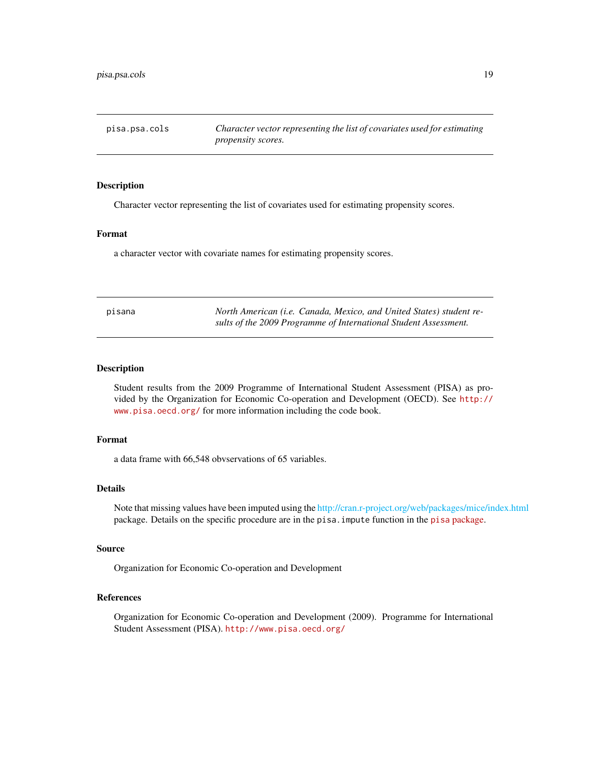## pisa.psa.cols

*Character vector representing the list of covariates used for estimating propensity scores.*

### Description

Character vector representing the list of covariates used for estimating propensity scores.

### Format

a character vector with covariate names for estimating propensity scores.

## pisana

*North American (i.e. Canada, Mexico, and United States) student results of the 2009 Programme of International Student Assessment.*

### Description

Student results from the 2009 Programme of International Student Assessment (PISA) as provided by the Organization for Economic Co-operation and Development (OECD). See http://www.pisa.oecd.org/ for more information including the code book.

### Format

a data frame with 66,548 obvservations of 65 variables.

### Details

Note that missing values have been imputed using the http://cran.r-project.org/web/packages/mice/index.html package. Details on the specific procedure are in the `pisa.impute` function in the `pisa` package.

### Source

Organization for Economic Co-operation and Development

### References

Organization for Economic Co-operation and Development (2009). Programme for International Student Assessment (PISA). http://www.pisa.oecd.org/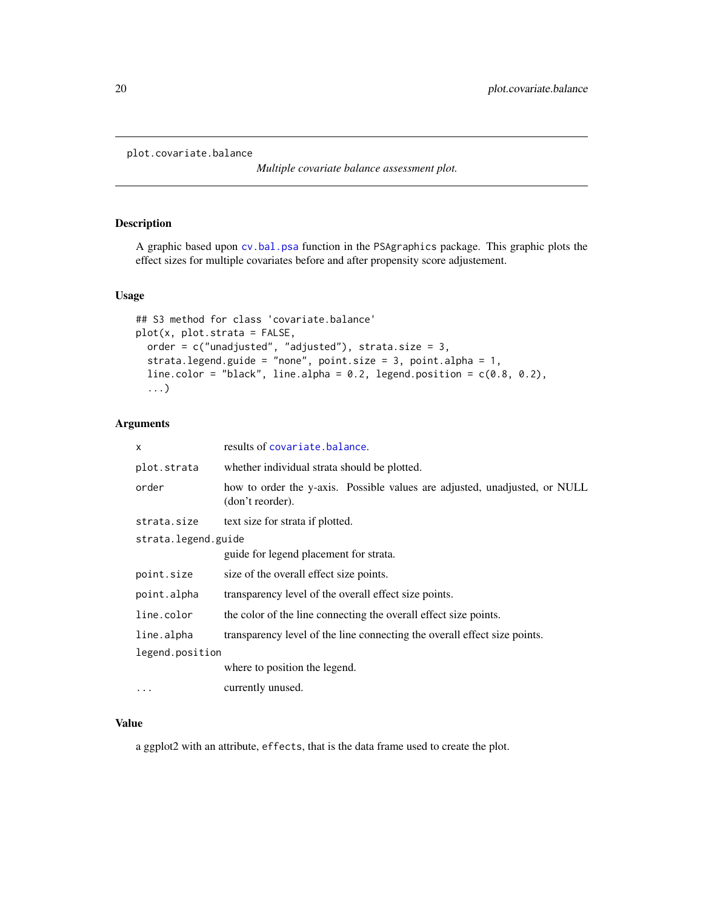plot.covariate.balance

*Multiple covariate balance assessment plot.*

## Description

A graphic based upon cv.bal.psa function in the PSAgraphics package. This graphic plots the effect sizes for multiple covariates before and after propensity score adjustement.

## Usage

```
## S3 method for class 'covariate.balance'
plot(x, plot.strata = FALSE,
  order = c("unadjusted", "adjusted"), strata.size = 3,
  strata.legend.guide = "none", point.size = 3, point.alpha = 1,
  line.color = "black", line.alpha = 0.2, legend.position = c(0.8, 0.2),
  ...)
```

## Arguments

| Argument | Description |
|---|---|
| x | results of covariate.balance. |
| plot.strata | whether individual strata should be plotted. |
| order | how to order the y-axis. Possible values are adjusted, unadjusted, or NULL (don't reorder). |
| strata.size | text size for strata if plotted. |
| strata.legend.guide | guide for legend placement for strata. |
| point.size | size of the overall effect size points. |
| point.alpha | transparency level of the overall effect size points. |
| line.color | the color of the line connecting the overall effect size points. |
| line.alpha | transparency level of the line connecting the overall effect size points. |
| legend.position | where to position the legend. |
| ... | currently unused. |

## Value

a ggplot2 with an attribute, effects, that is the data frame used to create the plot.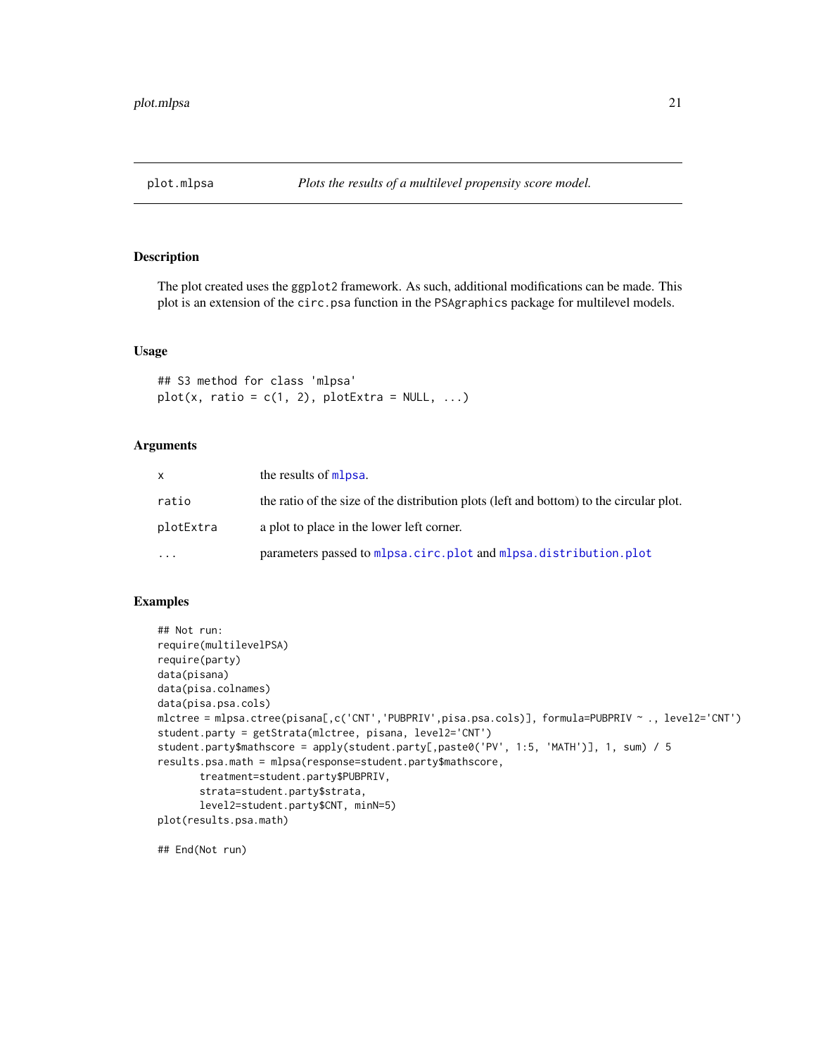# plot.mlpsa — *Plots the results of a multilevel propensity score model.*

## Description

The plot created uses the ggplot2 framework. As such, additional modifications can be made. This plot is an extension of the circ.psa function in the PSAgraphics package for multilevel models.

## Usage

```
## S3 method for class 'mlpsa'
plot(x, ratio = c(1, 2), plotExtra = NULL, ...)
```

## Arguments

| | |
|---|---|
| x | the results of mlpsa. |
| ratio | the ratio of the size of the distribution plots (left and bottom) to the circular plot. |
| plotExtra | a plot to place in the lower left corner. |
| ... | parameters passed to mlpsa.circ.plot and mlpsa.distribution.plot |

## Examples

```
## Not run:
require(multilevelPSA)
require(party)
data(pisana)
data(pisa.colnames)
data(pisa.psa.cols)
mlctree = mlpsa.ctree(pisana[,c('CNT','PUBPRIV',pisa.psa.cols)], formula=PUBPRIV ~ ., level2='CNT')
student.party = getStrata(mlctree, pisana, level2='CNT')
student.party$mathscore = apply(student.party[,paste0('PV', 1:5, 'MATH')], 1, sum) / 5
results.psa.math = mlpsa(response=student.party$mathscore,
       treatment=student.party$PUBPRIV,
       strata=student.party$strata,
       level2=student.party$CNT, minN=5)
plot(results.psa.math)

## End(Not run)
```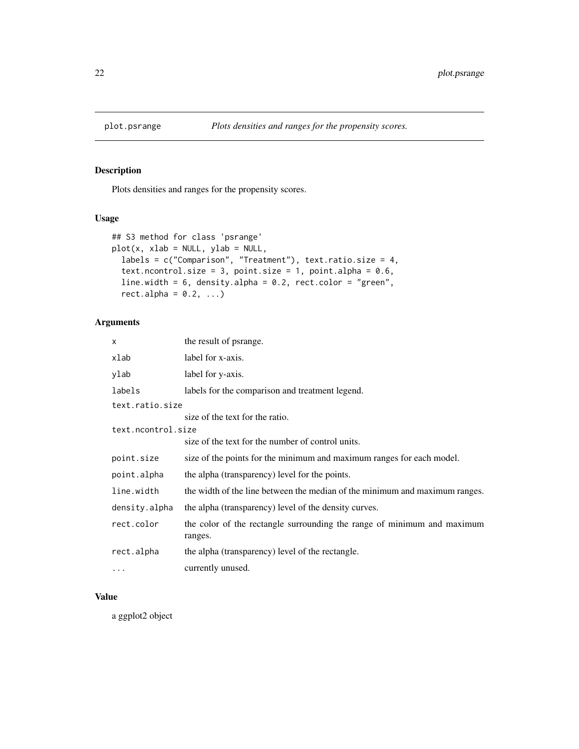# plot.psrange

*Plots densities and ranges for the propensity scores.*

## Description

Plots densities and ranges for the propensity scores.

## Usage

```
## S3 method for class 'psrange'
plot(x, xlab = NULL, ylab = NULL,
  labels = c("Comparison", "Treatment"), text.ratio.size = 4,
  text.ncontrol.size = 3, point.size = 1, point.alpha = 0.6,
  line.width = 6, density.alpha = 0.2, rect.color = "green",
  rect.alpha = 0.2, ...)
```

## Arguments

| | |
|---|---|
| `x` | the result of psrange. |
| `xlab` | label for x-axis. |
| `ylab` | label for y-axis. |
| `labels` | labels for the comparison and treatment legend. |
| `text.ratio.size` | size of the text for the ratio. |
| `text.ncontrol.size` | size of the text for the number of control units. |
| `point.size` | size of the points for the minimum and maximum ranges for each model. |
| `point.alpha` | the alpha (transparency) level for the points. |
| `line.width` | the width of the line between the median of the minimum and maximum ranges. |
| `density.alpha` | the alpha (transparency) level of the density curves. |
| `rect.color` | the color of the rectangle surrounding the range of minimum and maximum ranges. |
| `rect.alpha` | the alpha (transparency) level of the rectangle. |
| `...` | currently unused. |

## Value

a ggplot2 object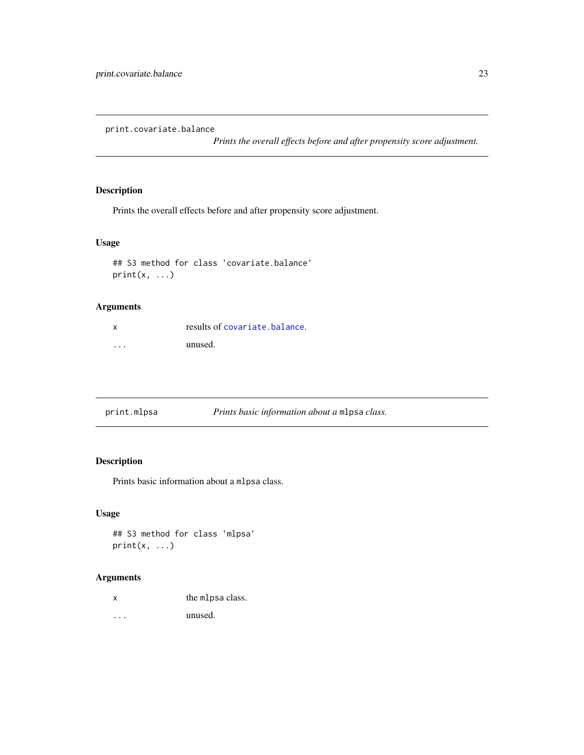## print.covariate.balance

*Prints the overall effects before and after propensity score adjustment.*

### Description

Prints the overall effects before and after propensity score adjustment.

### Usage

```
## S3 method for class 'covariate.balance'
print(x, ...)
```

### Arguments

| | |
|---|---|
| x | results of `covariate.balance`. |
| ... | unused. |

## print.mlpsa

*Prints basic information about a `mlpsa` class.*

### Description

Prints basic information about a `mlpsa` class.

### Usage

```
## S3 method for class 'mlpsa'
print(x, ...)
```

### Arguments

| | |
|---|---|
| x | the `mlpsa` class. |
| ... | unused. |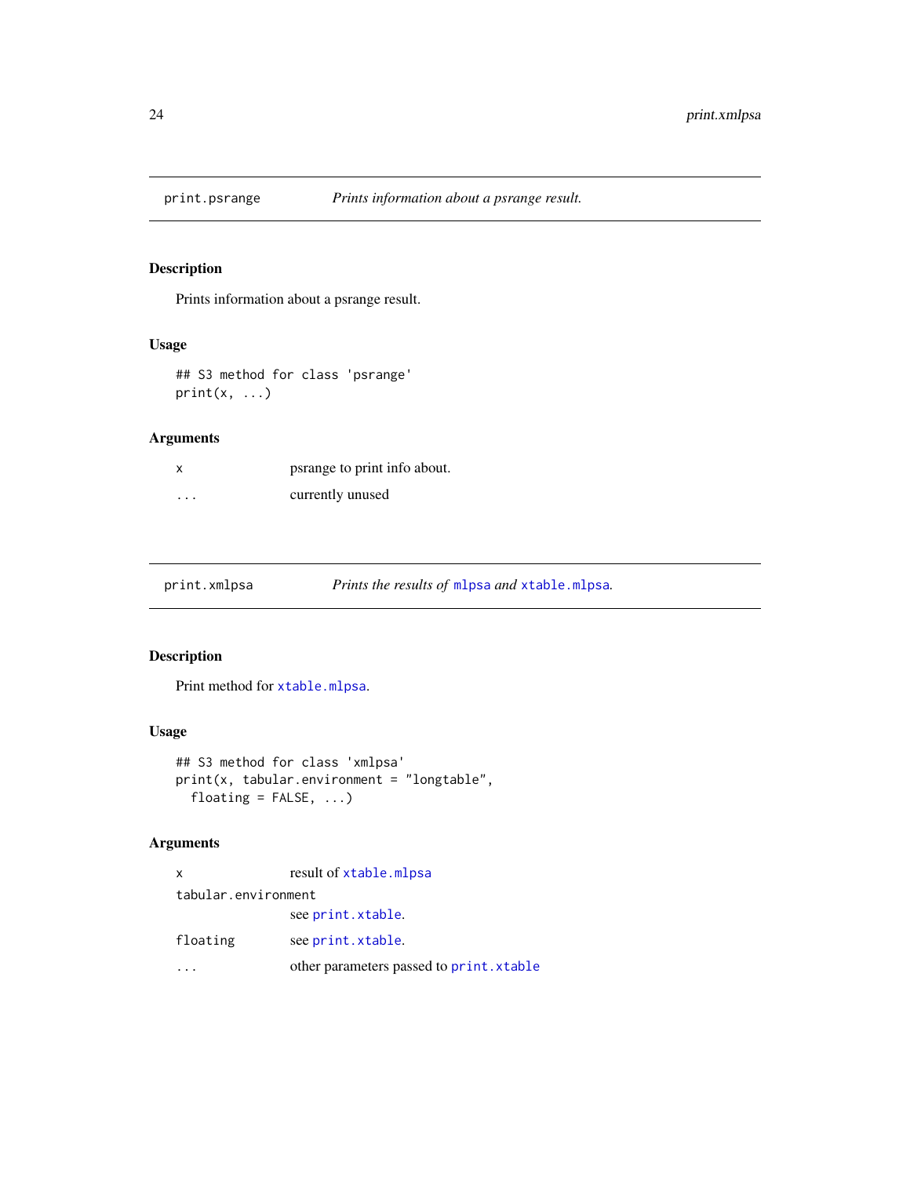## print.psrange — *Prints information about a psrange result.*

### Description

Prints information about a psrange result.

### Usage

```
## S3 method for class 'psrange'
print(x, ...)
```

### Arguments

| | |
|---|---|
| `x` | psrange to print info about. |
| `...` | currently unused |

## print.xmlpsa — *Prints the results of `mlpsa` and `xtable.mlpsa`.*

### Description

Print method for `xtable.mlpsa`.

### Usage

```
## S3 method for class 'xmlpsa'
print(x, tabular.environment = "longtable",
  floating = FALSE, ...)
```

### Arguments

| | |
|---|---|
| `x` | result of `xtable.mlpsa` |
| `tabular.environment` | see `print.xtable`. |
| `floating` | see `print.xtable`. |
| `...` | other parameters passed to `print.xtable` |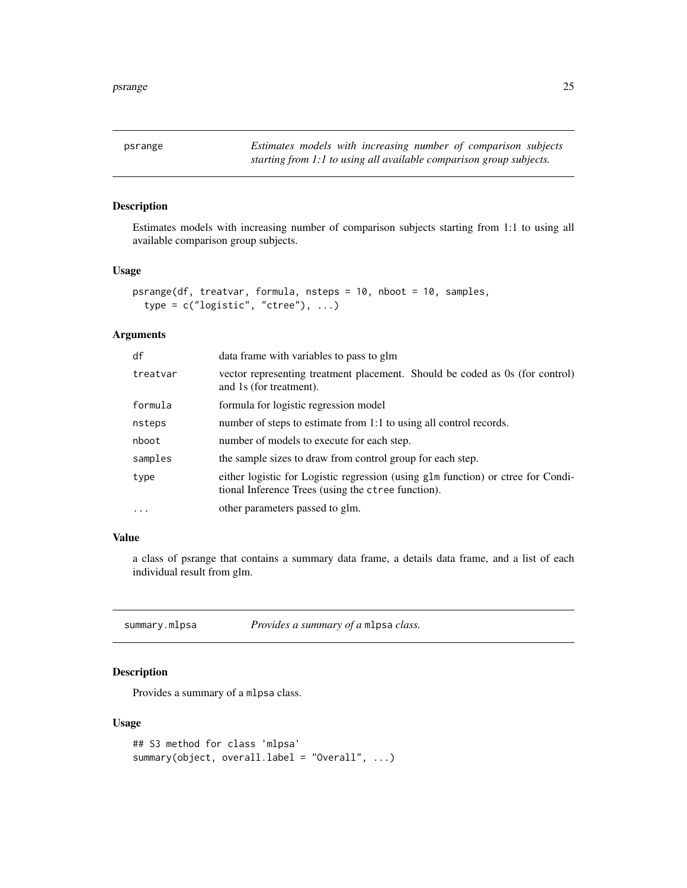## psrange

*Estimates models with increasing number of comparison subjects starting from 1:1 to using all available comparison group subjects.*

### Description

Estimates models with increasing number of comparison subjects starting from 1:1 to using all available comparison group subjects.

### Usage

```
psrange(df, treatvar, formula, nsteps = 10, nboot = 10, samples,
  type = c("logistic", "ctree"), ...)
```

### Arguments

| | |
|---|---|
| `df` | data frame with variables to pass to glm |
| `treatvar` | vector representing treatment placement. Should be coded as 0s (for control) and 1s (for treatment). |
| `formula` | formula for logistic regression model |
| `nsteps` | number of steps to estimate from 1:1 to using all control records. |
| `nboot` | number of models to execute for each step. |
| `samples` | the sample sizes to draw from control group for each step. |
| `type` | either logistic for Logistic regression (using `glm` function) or ctree for Conditional Inference Trees (using the `ctree` function). |
| `...` | other parameters passed to glm. |

### Value

a class of psrange that contains a summary data frame, a details data frame, and a list of each individual result from glm.

## summary.mlpsa

*Provides a summary of a* `mlpsa` *class.*

### Description

Provides a summary of a `mlpsa` class.

### Usage

```
## S3 method for class 'mlpsa'
summary(object, overall.label = "Overall", ...)
```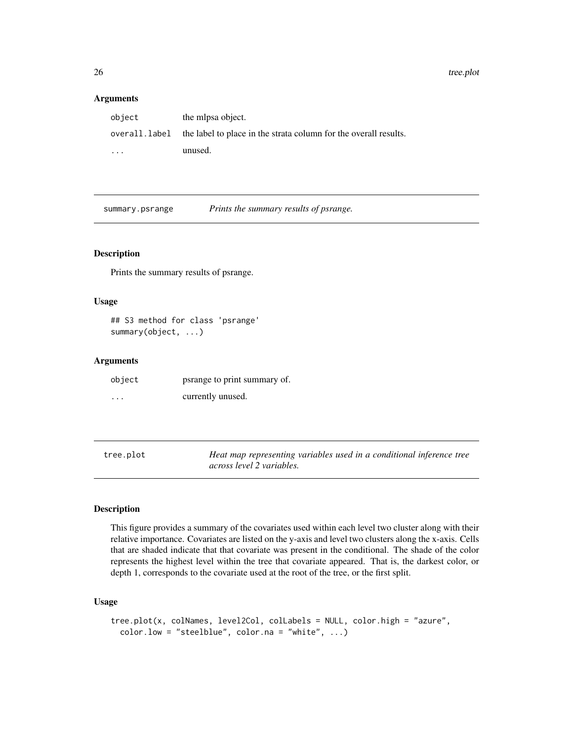### Arguments

| | |
|---|---|
| `object` | the mlpsa object. |
| `overall.label` | the label to place in the strata column for the overall results. |
| `...` | unused. |

## summary.psrange — *Prints the summary results of psrange.*

### Description

Prints the summary results of psrange.

### Usage

```
## S3 method for class 'psrange'
summary(object, ...)
```

### Arguments

| | |
|---|---|
| `object` | psrange to print summary of. |
| `...` | currently unused. |

## tree.plot — *Heat map representing variables used in a conditional inference tree across level 2 variables.*

### Description

This figure provides a summary of the covariates used within each level two cluster along with their relative importance. Covariates are listed on the y-axis and level two clusters along the x-axis. Cells that are shaded indicate that that covariate was present in the conditional. The shade of the color represents the highest level within the tree that covariate appeared. That is, the darkest color, or depth 1, corresponds to the covariate used at the root of the tree, or the first split.

### Usage

```
tree.plot(x, colNames, level2Col, colLabels = NULL, color.high = "azure",
  color.low = "steelblue", color.na = "white", ...)
```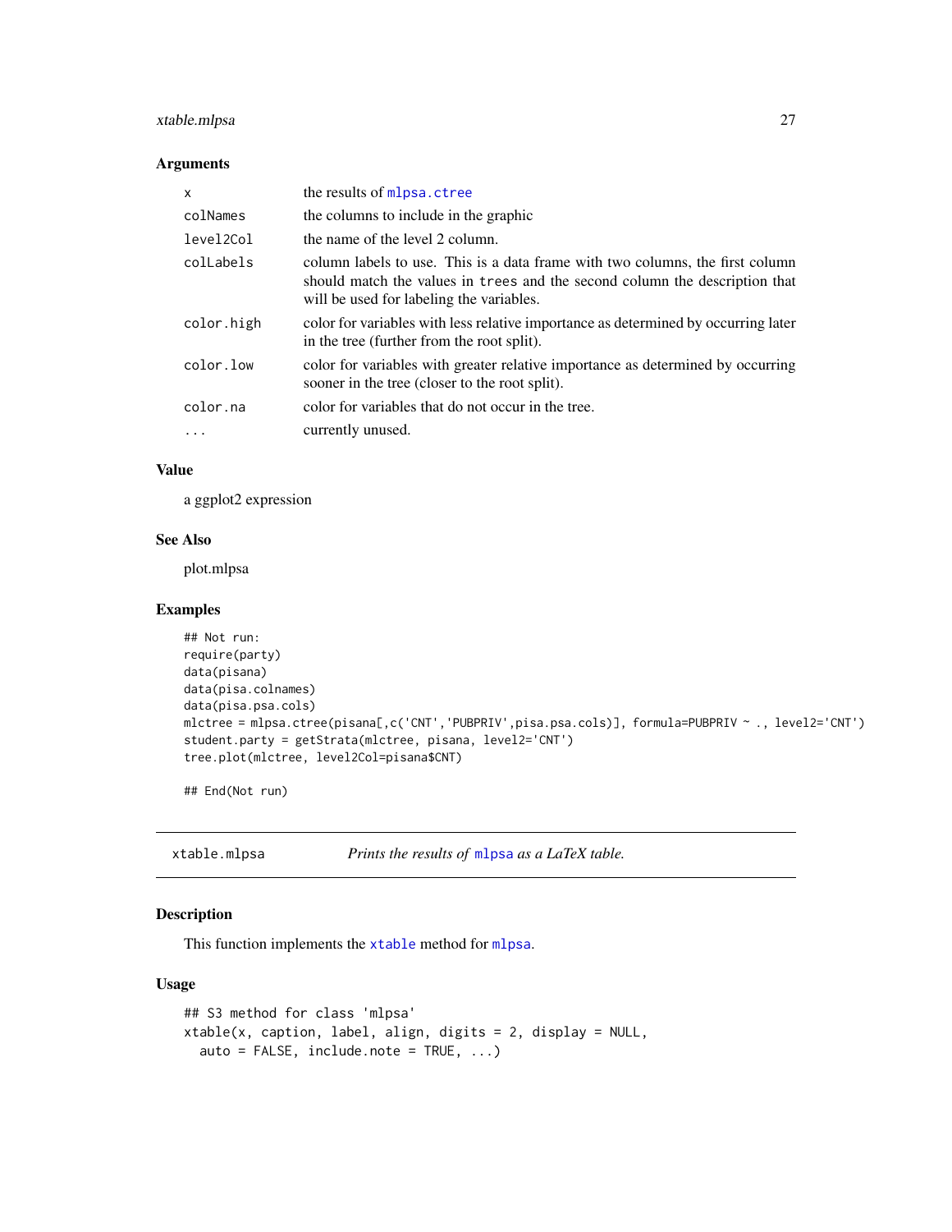### Arguments

| | |
|---|---|
| x | the results of mlpsa.ctree |
| colNames | the columns to include in the graphic |
| level2Col | the name of the level 2 column. |
| colLabels | column labels to use. This is a data frame with two columns, the first column should match the values in trees and the second column the description that will be used for labeling the variables. |
| color.high | color for variables with less relative importance as determined by occurring later in the tree (further from the root split). |
| color.low | color for variables with greater relative importance as determined by occurring sooner in the tree (closer to the root split). |
| color.na | color for variables that do not occur in the tree. |
| ... | currently unused. |

### Value

a ggplot2 expression

### See Also

plot.mlpsa

### Examples

```
## Not run:
require(party)
data(pisana)
data(pisa.colnames)
data(pisa.psa.cols)
mlctree = mlpsa.ctree(pisana[,c('CNT','PUBPRIV',pisa.psa.cols)], formula=PUBPRIV ~ ., level2='CNT')
student.party = getStrata(mlctree, pisana, level2='CNT')
tree.plot(mlctree, level2Col=pisana$CNT)

## End(Not run)
```

---

## xtable.mlpsa — *Prints the results of mlpsa as a LaTeX table.*

### Description

This function implements the xtable method for mlpsa.

### Usage

```
## S3 method for class 'mlpsa'
xtable(x, caption, label, align, digits = 2, display = NULL,
  auto = FALSE, include.note = TRUE, ...)
```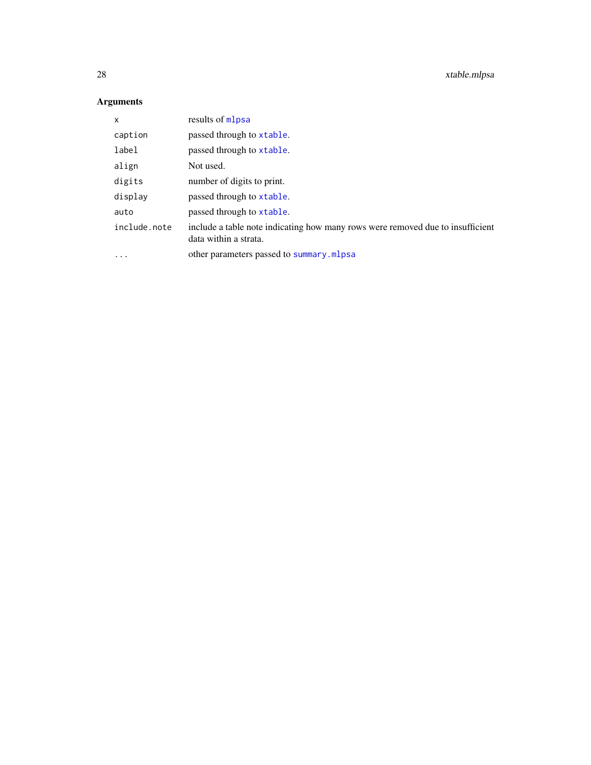## Arguments

| | |
|---|---|
| `x` | results of `mlpsa` |
| `caption` | passed through to `xtable`. |
| `label` | passed through to `xtable`. |
| `align` | Not used. |
| `digits` | number of digits to print. |
| `display` | passed through to `xtable`. |
| `auto` | passed through to `xtable`. |
| `include.note` | include a table note indicating how many rows were removed due to insufficient data within a strata. |
| `...` | other parameters passed to `summary.mlpsa` |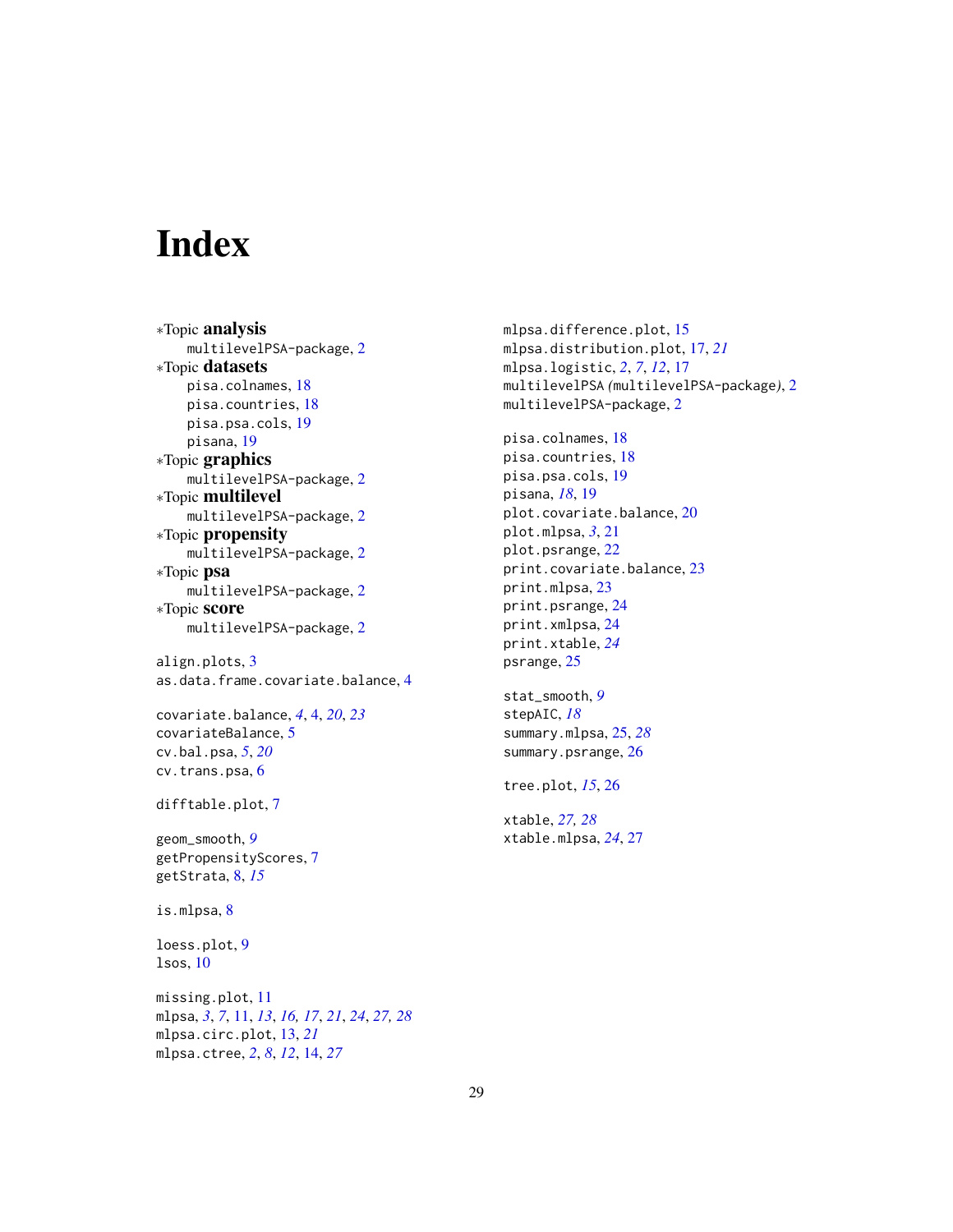# Index

*Topic **analysis**
multilevelPSA-package, 2

*Topic **datasets**
pisa.colnames, 18
pisa.countries, 18
pisa.psa.cols, 19
pisana, 19

*Topic **graphics**
multilevelPSA-package, 2

*Topic **multilevel**
multilevelPSA-package, 2

*Topic **propensity**
multilevelPSA-package, 2

*Topic **psa**
multilevelPSA-package, 2

*Topic **score**
multilevelPSA-package, 2

align.plots, 3
as.data.frame.covariate.balance, 4

covariate.balance, *4*, 4, *20*, *23*
covariateBalance, 5
cv.bal.psa, *5*, *20*
cv.trans.psa, 6

difftable.plot, 7

geom_smooth, *9*
getPropensityScores, 7
getStrata, 8, *15*

is.mlpsa, 8

loess.plot, 9
lsos, 10

missing.plot, 11
mlpsa, *3*, *7*, 11, *13*, *16, 17*, *21*, *24*, *27, 28*
mlpsa.circ.plot, 13, *21*
mlpsa.ctree, *2*, *8*, *12*, 14, *27*
mlpsa.difference.plot, 15
mlpsa.distribution.plot, 17, *21*
mlpsa.logistic, *2*, *7*, *12*, 17
multilevelPSA *(multilevelPSA-package)*, 2
multilevelPSA-package, 2

pisa.colnames, 18
pisa.countries, 18
pisa.psa.cols, 19
pisana, *18*, 19
plot.covariate.balance, 20
plot.mlpsa, *3*, 21
plot.psrange, 22
print.covariate.balance, 23
print.mlpsa, 23
print.psrange, 24
print.xmlpsa, 24
print.xtable, *24*
psrange, 25

stat_smooth, *9*
stepAIC, *18*
summary.mlpsa, 25, *28*
summary.psrange, 26

tree.plot, *15*, 26

xtable, *27, 28*
xtable.mlpsa, *24*, 27